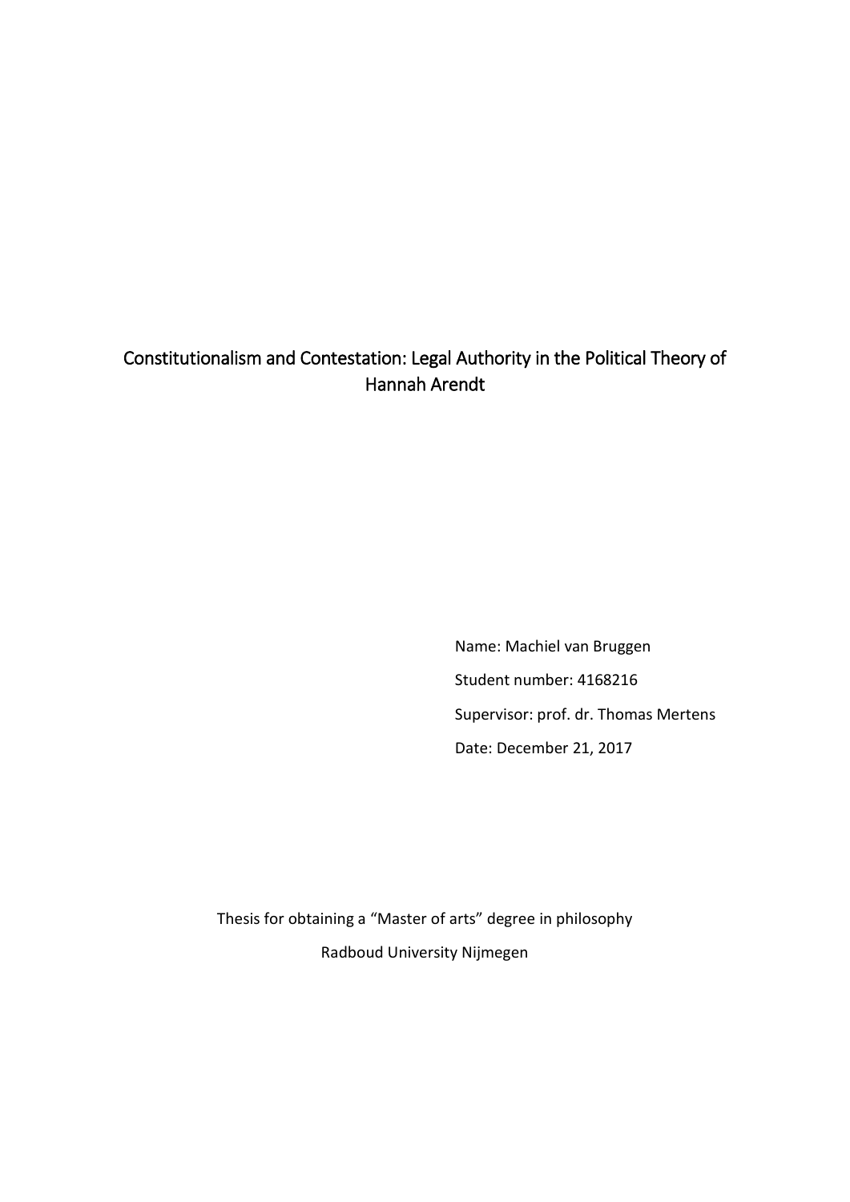# Constitutionalism and Contestation: Legal Authority in the Political Theory of Hannah Arendt

Name: Machiel van Bruggen

Student number: 4168216

Supervisor: prof. dr. Thomas Mertens

Date: December 21, 2017

Thesis for obtaining a "Master of arts" degree in philosophy

Radboud University Nijmegen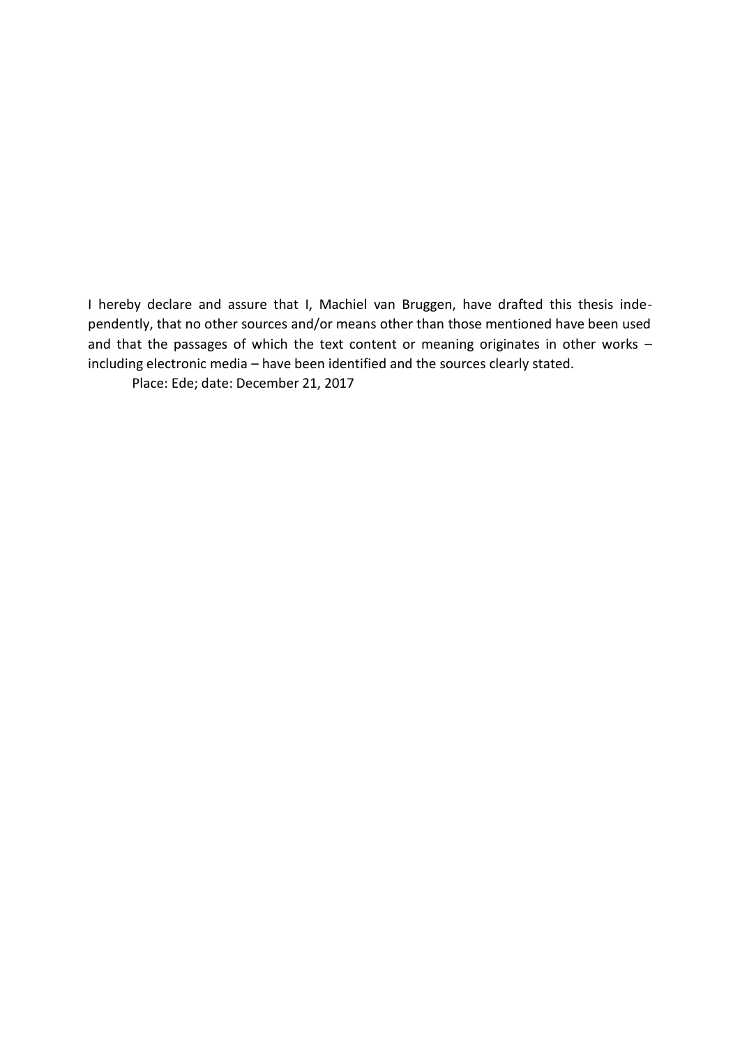I hereby declare and assure that I, Machiel van Bruggen, have drafted this thesis independently, that no other sources and/or means other than those mentioned have been used and that the passages of which the text content or meaning originates in other works – including electronic media – have been identified and the sources clearly stated.

Place: Ede; date: December 21, 2017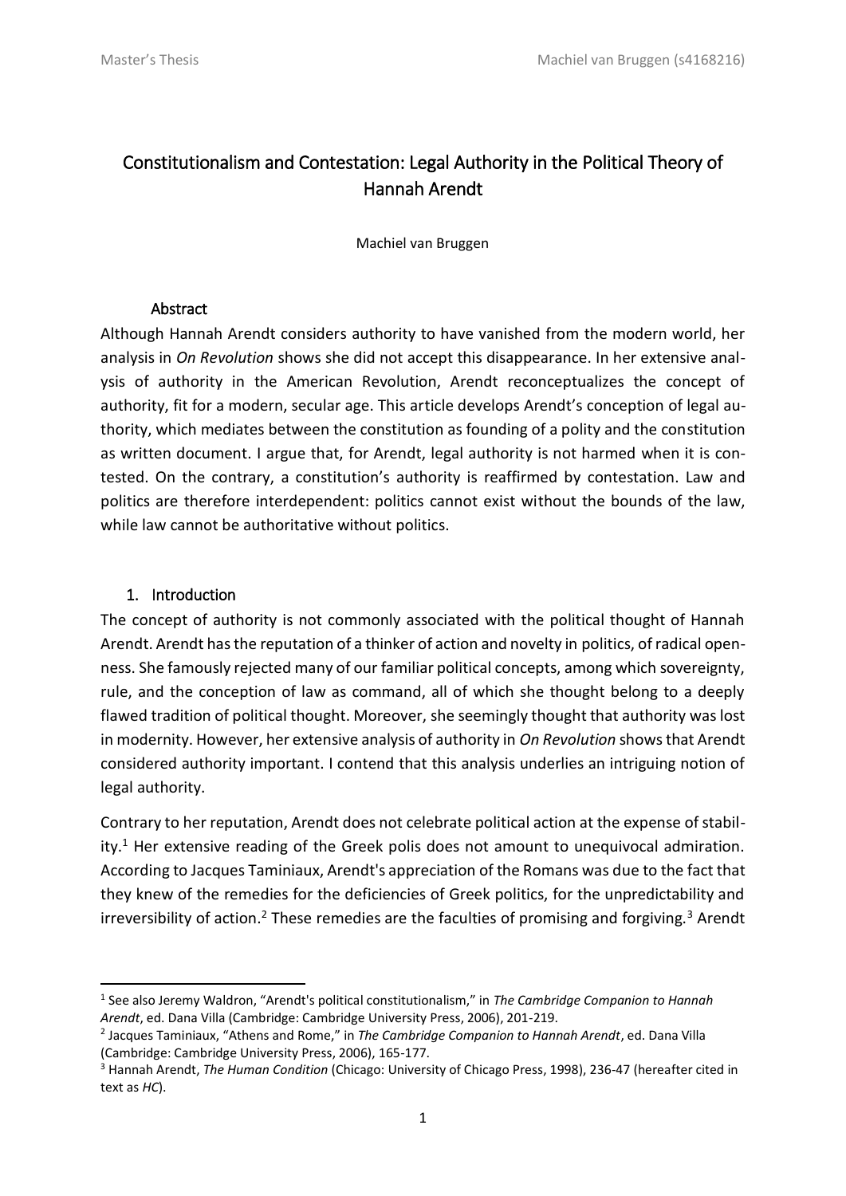# Constitutionalism and Contestation: Legal Authority in the Political Theory of Hannah Arendt

Machiel van Bruggen

## Abstract

Although Hannah Arendt considers authority to have vanished from the modern world, her analysis in *On Revolution* shows she did not accept this disappearance. In her extensive analysis of authority in the American Revolution, Arendt reconceptualizes the concept of authority, fit for a modern, secular age. This article develops Arendt's conception of legal authority, which mediates between the constitution as founding of a polity and the constitution as written document. I argue that, for Arendt, legal authority is not harmed when it is contested. On the contrary, a constitution's authority is reaffirmed by contestation. Law and politics are therefore interdependent: politics cannot exist without the bounds of the law, while law cannot be authoritative without politics.

## 1. Introduction

The concept of authority is not commonly associated with the political thought of Hannah Arendt. Arendt has the reputation of a thinker of action and novelty in politics, of radical openness. She famously rejected many of our familiar political concepts, among which sovereignty, rule, and the conception of law as command, all of which she thought belong to a deeply flawed tradition of political thought. Moreover, she seemingly thought that authority was lost in modernity. However, her extensive analysis of authority in *On Revolution* shows that Arendt considered authority important. I contend that this analysis underlies an intriguing notion of legal authority.

Contrary to her reputation, Arendt does not celebrate political action at the expense of stability.[1] Her extensive reading of the Greek polis does not amount to unequivocal admiration. According to Jacques Taminiaux, Arendt's appreciation of the Romans was due to the fact that they knew of the remedies for the deficiencies of Greek politics, for the unpredictability and irreversibility of action.[2] These remedies are the faculties of promising and forgiving.[3] Arendt

---

[1] See also Jeremy Waldron, "Arendt's political constitutionalism," in *The Cambridge Companion to Hannah Arendt*, ed. Dana Villa (Cambridge: Cambridge University Press, 2006), 201-219.

[2] Jacques Taminiaux, "Athens and Rome," in *The Cambridge Companion to Hannah Arendt*, ed. Dana Villa (Cambridge: Cambridge University Press, 2006), 165-177.

[3] Hannah Arendt, *The Human Condition* (Chicago: University of Chicago Press, 1998), 236-47 (hereafter cited in text as *HC*).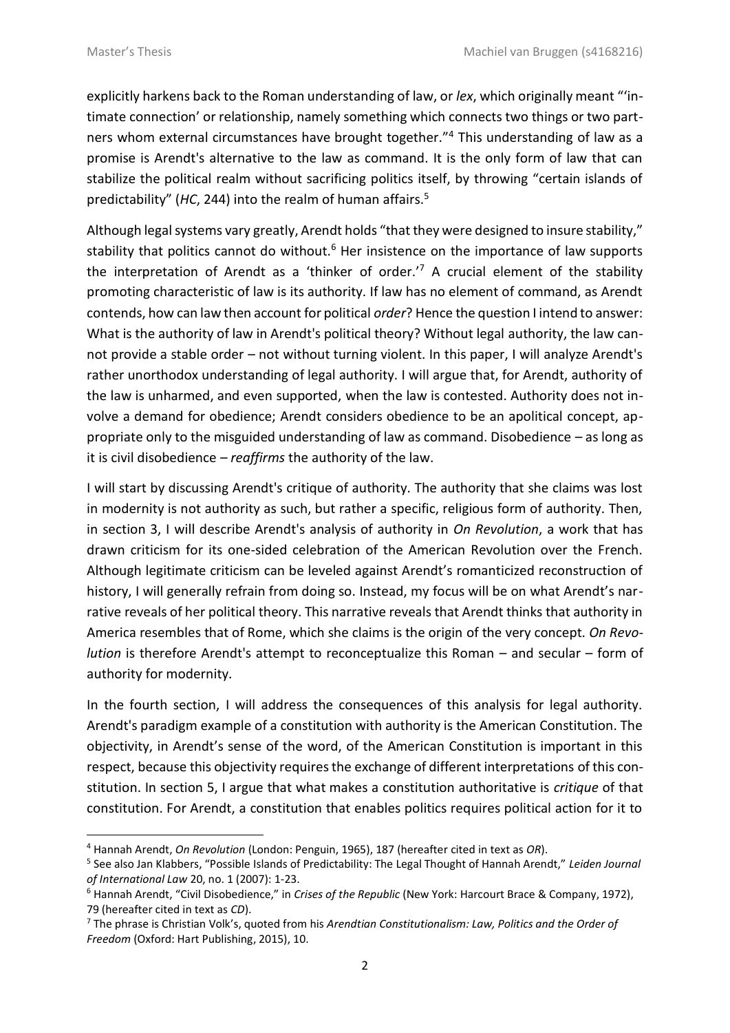explicitly harkens back to the Roman understanding of law, or *lex*, which originally meant "'intimate connection' or relationship, namely something which connects two things or two partners whom external circumstances have brought together."[4] This understanding of law as a promise is Arendt's alternative to the law as command. It is the only form of law that can stabilize the political realm without sacrificing politics itself, by throwing "certain islands of predictability" (*HC*, 244) into the realm of human affairs.[5]

Although legal systems vary greatly, Arendt holds "that they were designed to insure stability," stability that politics cannot do without.[6] Her insistence on the importance of law supports the interpretation of Arendt as a 'thinker of order.'[7] A crucial element of the stability promoting characteristic of law is its authority. If law has no element of command, as Arendt contends, how can law then account for political *order*? Hence the question I intend to answer: What is the authority of law in Arendt's political theory? Without legal authority, the law cannot provide a stable order – not without turning violent. In this paper, I will analyze Arendt's rather unorthodox understanding of legal authority. I will argue that, for Arendt, authority of the law is unharmed, and even supported, when the law is contested. Authority does not involve a demand for obedience; Arendt considers obedience to be an apolitical concept, appropriate only to the misguided understanding of law as command. Disobedience – as long as it is civil disobedience – *reaffirms* the authority of the law.

I will start by discussing Arendt's critique of authority. The authority that she claims was lost in modernity is not authority as such, but rather a specific, religious form of authority. Then, in section 3, I will describe Arendt's analysis of authority in *On Revolution*, a work that has drawn criticism for its one-sided celebration of the American Revolution over the French. Although legitimate criticism can be leveled against Arendt's romanticized reconstruction of history, I will generally refrain from doing so. Instead, my focus will be on what Arendt's narrative reveals of her political theory. This narrative reveals that Arendt thinks that authority in America resembles that of Rome, which she claims is the origin of the very concept. *On Revolution* is therefore Arendt's attempt to reconceptualize this Roman – and secular – form of authority for modernity.

In the fourth section, I will address the consequences of this analysis for legal authority. Arendt's paradigm example of a constitution with authority is the American Constitution. The objectivity, in Arendt's sense of the word, of the American Constitution is important in this respect, because this objectivity requires the exchange of different interpretations of this constitution. In section 5, I argue that what makes a constitution authoritative is *critique* of that constitution. For Arendt, a constitution that enables politics requires political action for it to

---

[4] Hannah Arendt, *On Revolution* (London: Penguin, 1965), 187 (hereafter cited in text as *OR*).

[5] See also Jan Klabbers, "Possible Islands of Predictability: The Legal Thought of Hannah Arendt," *Leiden Journal of International Law* 20, no. 1 (2007): 1-23.

[6] Hannah Arendt, "Civil Disobedience," in *Crises of the Republic* (New York: Harcourt Brace & Company, 1972), 79 (hereafter cited in text as *CD*).

[7] The phrase is Christian Volk's, quoted from his *Arendtian Constitutionalism: Law, Politics and the Order of Freedom* (Oxford: Hart Publishing, 2015), 10.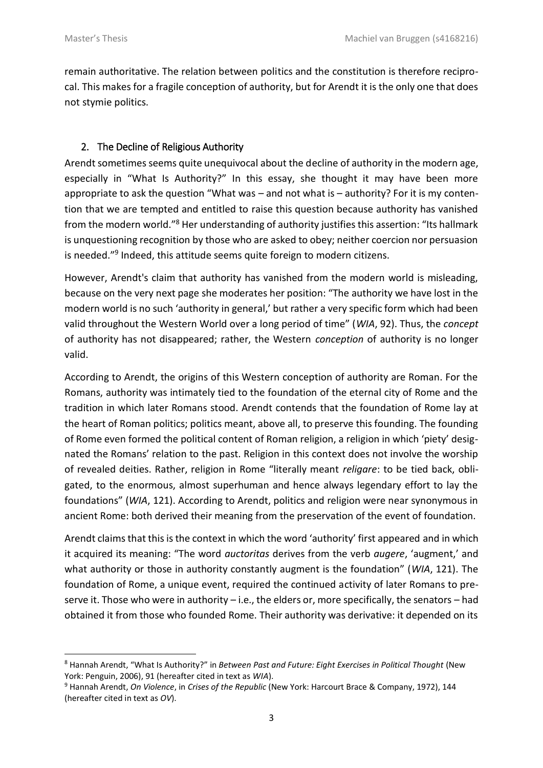remain authoritative. The relation between politics and the constitution is therefore reciprocal. This makes for a fragile conception of authority, but for Arendt it is the only one that does not stymie politics.

## 2. The Decline of Religious Authority

Arendt sometimes seems quite unequivocal about the decline of authority in the modern age, especially in "What Is Authority?" In this essay, she thought it may have been more appropriate to ask the question "What was – and not what is – authority? For it is my contention that we are tempted and entitled to raise this question because authority has vanished from the modern world."[8] Her understanding of authority justifies this assertion: "Its hallmark is unquestioning recognition by those who are asked to obey; neither coercion nor persuasion is needed."[9] Indeed, this attitude seems quite foreign to modern citizens.

However, Arendt's claim that authority has vanished from the modern world is misleading, because on the very next page she moderates her position: "The authority we have lost in the modern world is no such 'authority in general,' but rather a very specific form which had been valid throughout the Western World over a long period of time" (*WIA*, 92). Thus, the *concept* of authority has not disappeared; rather, the Western *conception* of authority is no longer valid.

According to Arendt, the origins of this Western conception of authority are Roman. For the Romans, authority was intimately tied to the foundation of the eternal city of Rome and the tradition in which later Romans stood. Arendt contends that the foundation of Rome lay at the heart of Roman politics; politics meant, above all, to preserve this founding. The founding of Rome even formed the political content of Roman religion, a religion in which 'piety' designated the Romans' relation to the past. Religion in this context does not involve the worship of revealed deities. Rather, religion in Rome "literally meant *religare*: to be tied back, obligated, to the enormous, almost superhuman and hence always legendary effort to lay the foundations" (*WIA*, 121). According to Arendt, politics and religion were near synonymous in ancient Rome: both derived their meaning from the preservation of the event of foundation.

Arendt claims that this is the context in which the word 'authority' first appeared and in which it acquired its meaning: "The word *auctoritas* derives from the verb *augere*, 'augment,' and what authority or those in authority constantly augment is the foundation" (*WIA*, 121). The foundation of Rome, a unique event, required the continued activity of later Romans to preserve it. Those who were in authority – i.e., the elders or, more specifically, the senators – had obtained it from those who founded Rome. Their authority was derivative: it depended on its

---

[8] Hannah Arendt, "What Is Authority?" in *Between Past and Future: Eight Exercises in Political Thought* (New York: Penguin, 2006), 91 (hereafter cited in text as *WIA*).

[9] Hannah Arendt, *On Violence*, in *Crises of the Republic* (New York: Harcourt Brace & Company, 1972), 144 (hereafter cited in text as *OV*).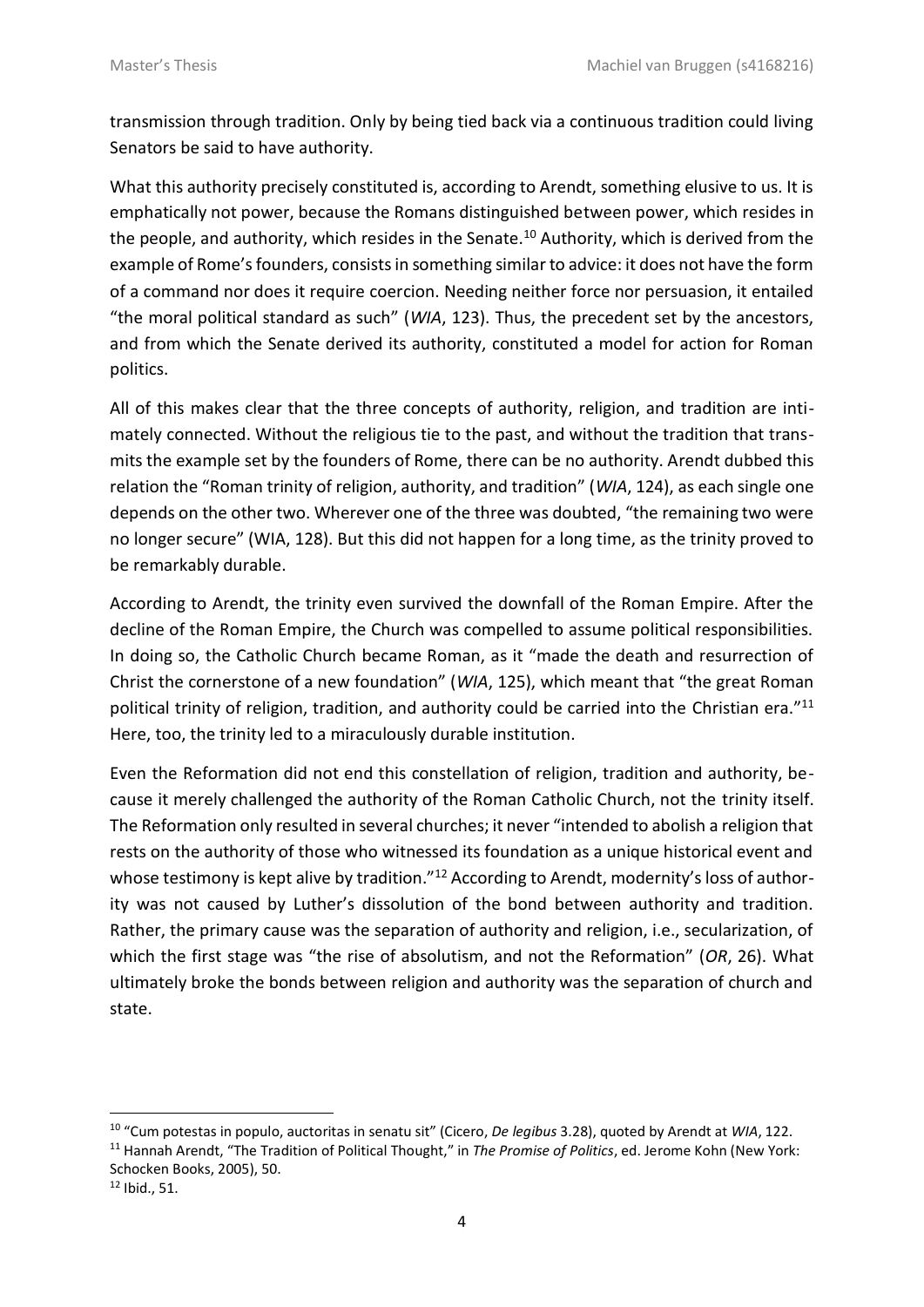transmission through tradition. Only by being tied back via a continuous tradition could living Senators be said to have authority.

What this authority precisely constituted is, according to Arendt, something elusive to us. It is emphatically not power, because the Romans distinguished between power, which resides in the people, and authority, which resides in the Senate.[10] Authority, which is derived from the example of Rome's founders, consists in something similar to advice: it does not have the form of a command nor does it require coercion. Needing neither force nor persuasion, it entailed "the moral political standard as such" (*WIA*, 123). Thus, the precedent set by the ancestors, and from which the Senate derived its authority, constituted a model for action for Roman politics.

All of this makes clear that the three concepts of authority, religion, and tradition are intimately connected. Without the religious tie to the past, and without the tradition that transmits the example set by the founders of Rome, there can be no authority. Arendt dubbed this relation the "Roman trinity of religion, authority, and tradition" (*WIA*, 124), as each single one depends on the other two. Wherever one of the three was doubted, "the remaining two were no longer secure" (WIA, 128). But this did not happen for a long time, as the trinity proved to be remarkably durable.

According to Arendt, the trinity even survived the downfall of the Roman Empire. After the decline of the Roman Empire, the Church was compelled to assume political responsibilities. In doing so, the Catholic Church became Roman, as it "made the death and resurrection of Christ the cornerstone of a new foundation" (*WIA*, 125), which meant that "the great Roman political trinity of religion, tradition, and authority could be carried into the Christian era."[11] Here, too, the trinity led to a miraculously durable institution.

Even the Reformation did not end this constellation of religion, tradition and authority, because it merely challenged the authority of the Roman Catholic Church, not the trinity itself. The Reformation only resulted in several churches; it never "intended to abolish a religion that rests on the authority of those who witnessed its foundation as a unique historical event and whose testimony is kept alive by tradition."[12] According to Arendt, modernity's loss of authority was not caused by Luther's dissolution of the bond between authority and tradition. Rather, the primary cause was the separation of authority and religion, i.e., secularization, of which the first stage was "the rise of absolutism, and not the Reformation" (*OR*, 26). What ultimately broke the bonds between religion and authority was the separation of church and state.

---

[10] "Cum potestas in populo, auctoritas in senatu sit" (Cicero, *De legibus* 3.28), quoted by Arendt at *WIA*, 122.

[11] Hannah Arendt, "The Tradition of Political Thought," in *The Promise of Politics*, ed. Jerome Kohn (New York: Schocken Books, 2005), 50.

[12] Ibid., 51.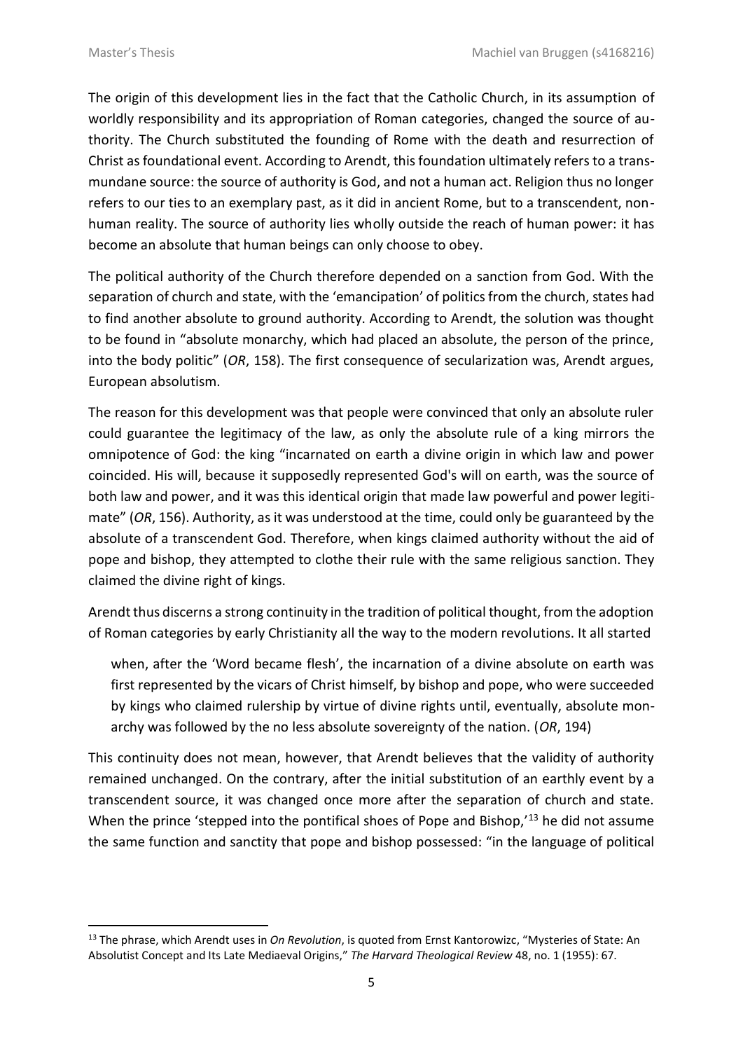The origin of this development lies in the fact that the Catholic Church, in its assumption of worldly responsibility and its appropriation of Roman categories, changed the source of authority. The Church substituted the founding of Rome with the death and resurrection of Christ as foundational event. According to Arendt, this foundation ultimately refers to a transmundane source: the source of authority is God, and not a human act. Religion thus no longer refers to our ties to an exemplary past, as it did in ancient Rome, but to a transcendent, non-human reality. The source of authority lies wholly outside the reach of human power: it has become an absolute that human beings can only choose to obey.

The political authority of the Church therefore depended on a sanction from God. With the separation of church and state, with the 'emancipation' of politics from the church, states had to find another absolute to ground authority. According to Arendt, the solution was thought to be found in "absolute monarchy, which had placed an absolute, the person of the prince, into the body politic" (*OR*, 158). The first consequence of secularization was, Arendt argues, European absolutism.

The reason for this development was that people were convinced that only an absolute ruler could guarantee the legitimacy of the law, as only the absolute rule of a king mirrors the omnipotence of God: the king "incarnated on earth a divine origin in which law and power coincided. His will, because it supposedly represented God's will on earth, was the source of both law and power, and it was this identical origin that made law powerful and power legitimate" (*OR*, 156). Authority, as it was understood at the time, could only be guaranteed by the absolute of a transcendent God. Therefore, when kings claimed authority without the aid of pope and bishop, they attempted to clothe their rule with the same religious sanction. They claimed the divine right of kings.

Arendt thus discerns a strong continuity in the tradition of political thought, from the adoption of Roman categories by early Christianity all the way to the modern revolutions. It all started

> when, after the 'Word became flesh', the incarnation of a divine absolute on earth was first represented by the vicars of Christ himself, by bishop and pope, who were succeeded by kings who claimed rulership by virtue of divine rights until, eventually, absolute monarchy was followed by the no less absolute sovereignty of the nation. (*OR*, 194)

This continuity does not mean, however, that Arendt believes that the validity of authority remained unchanged. On the contrary, after the initial substitution of an earthly event by a transcendent source, it was changed once more after the separation of church and state. When the prince 'stepped into the pontifical shoes of Pope and Bishop,'[13] he did not assume the same function and sanctity that pope and bishop possessed: "in the language of political

[13] The phrase, which Arendt uses in *On Revolution*, is quoted from Ernst Kantorowizc, "Mysteries of State: An Absolutist Concept and Its Late Mediaeval Origins," *The Harvard Theological Review* 48, no. 1 (1955): 67.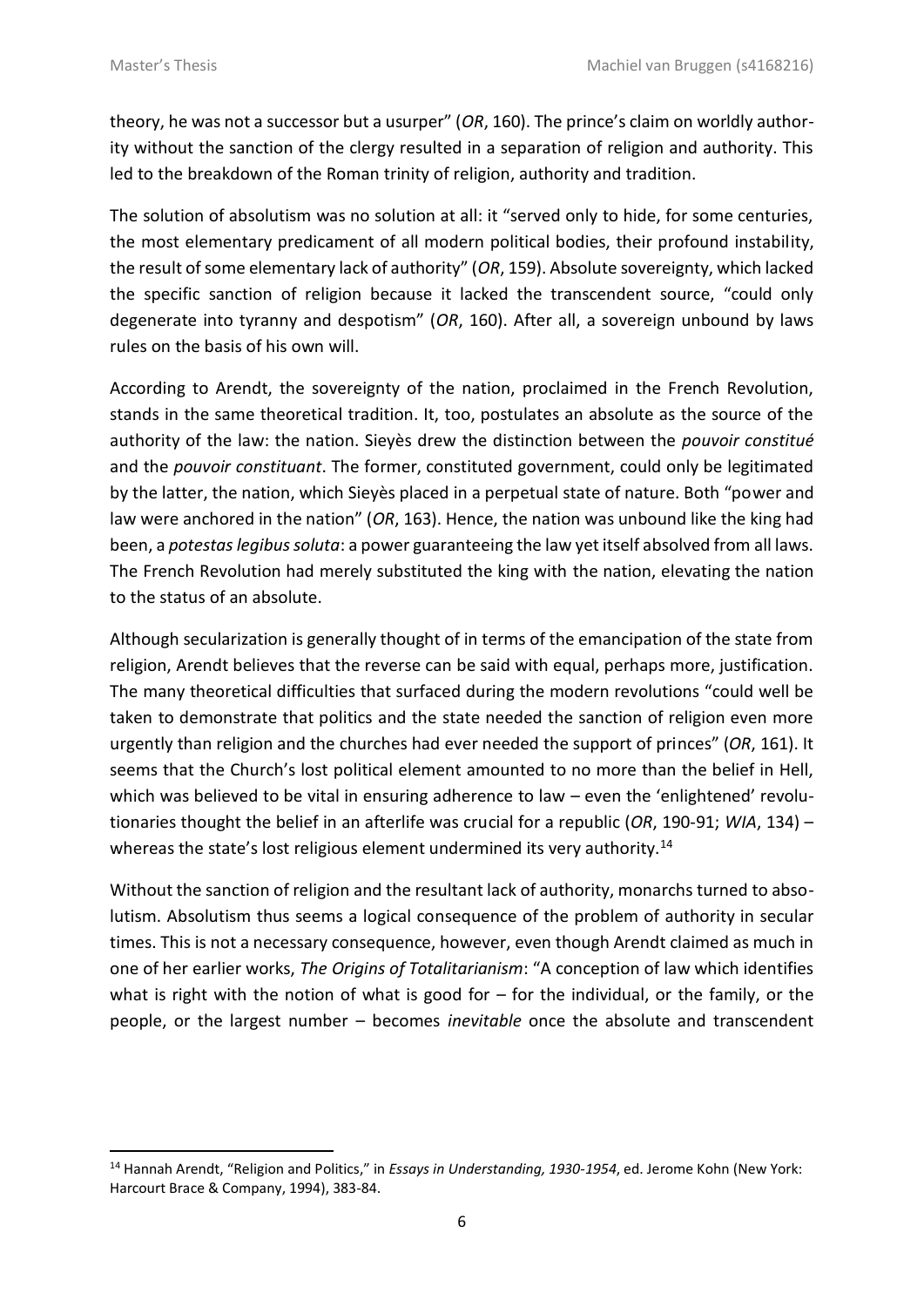theory, he was not a successor but a usurper" (*OR*, 160). The prince's claim on worldly authority without the sanction of the clergy resulted in a separation of religion and authority. This led to the breakdown of the Roman trinity of religion, authority and tradition.

The solution of absolutism was no solution at all: it "served only to hide, for some centuries, the most elementary predicament of all modern political bodies, their profound instability, the result of some elementary lack of authority" (*OR*, 159). Absolute sovereignty, which lacked the specific sanction of religion because it lacked the transcendent source, "could only degenerate into tyranny and despotism" (*OR*, 160). After all, a sovereign unbound by laws rules on the basis of his own will.

According to Arendt, the sovereignty of the nation, proclaimed in the French Revolution, stands in the same theoretical tradition. It, too, postulates an absolute as the source of the authority of the law: the nation. Sieyès drew the distinction between the *pouvoir constitué* and the *pouvoir constituant*. The former, constituted government, could only be legitimated by the latter, the nation, which Sieyès placed in a perpetual state of nature. Both "power and law were anchored in the nation" (*OR*, 163). Hence, the nation was unbound like the king had been, a *potestas legibus soluta*: a power guaranteeing the law yet itself absolved from all laws. The French Revolution had merely substituted the king with the nation, elevating the nation to the status of an absolute.

Although secularization is generally thought of in terms of the emancipation of the state from religion, Arendt believes that the reverse can be said with equal, perhaps more, justification. The many theoretical difficulties that surfaced during the modern revolutions "could well be taken to demonstrate that politics and the state needed the sanction of religion even more urgently than religion and the churches had ever needed the support of princes" (*OR*, 161). It seems that the Church's lost political element amounted to no more than the belief in Hell, which was believed to be vital in ensuring adherence to law – even the 'enlightened' revolutionaries thought the belief in an afterlife was crucial for a republic (*OR*, 190-91; *WIA*, 134) – whereas the state's lost religious element undermined its very authority.[14]

Without the sanction of religion and the resultant lack of authority, monarchs turned to absolutism. Absolutism thus seems a logical consequence of the problem of authority in secular times. This is not a necessary consequence, however, even though Arendt claimed as much in one of her earlier works, *The Origins of Totalitarianism*: "A conception of law which identifies what is right with the notion of what is good for – for the individual, or the family, or the people, or the largest number – becomes *inevitable* once the absolute and transcendent

[14] Hannah Arendt, "Religion and Politics," in *Essays in Understanding, 1930-1954*, ed. Jerome Kohn (New York: Harcourt Brace & Company, 1994), 383-84.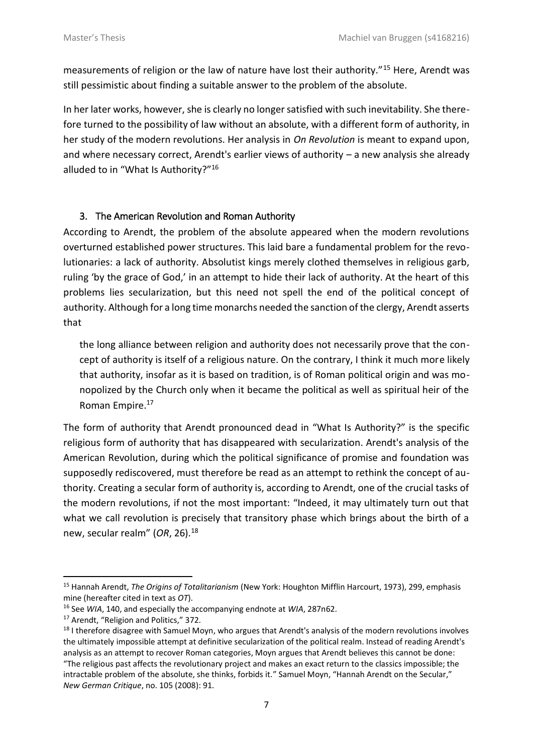measurements of religion or the law of nature have lost their authority."[15] Here, Arendt was still pessimistic about finding a suitable answer to the problem of the absolute.

In her later works, however, she is clearly no longer satisfied with such inevitability. She therefore turned to the possibility of law without an absolute, with a different form of authority, in her study of the modern revolutions. Her analysis in *On Revolution* is meant to expand upon, and where necessary correct, Arendt's earlier views of authority – a new analysis she already alluded to in "What Is Authority?"[16]

## 3. The American Revolution and Roman Authority

According to Arendt, the problem of the absolute appeared when the modern revolutions overturned established power structures. This laid bare a fundamental problem for the revolutionaries: a lack of authority. Absolutist kings merely clothed themselves in religious garb, ruling 'by the grace of God,' in an attempt to hide their lack of authority. At the heart of this problems lies secularization, but this need not spell the end of the political concept of authority. Although for a long time monarchs needed the sanction of the clergy, Arendt asserts that

> the long alliance between religion and authority does not necessarily prove that the concept of authority is itself of a religious nature. On the contrary, I think it much more likely that authority, insofar as it is based on tradition, is of Roman political origin and was monopolized by the Church only when it became the political as well as spiritual heir of the Roman Empire.[17]

The form of authority that Arendt pronounced dead in "What Is Authority?" is the specific religious form of authority that has disappeared with secularization. Arendt's analysis of the American Revolution, during which the political significance of promise and foundation was supposedly rediscovered, must therefore be read as an attempt to rethink the concept of authority. Creating a secular form of authority is, according to Arendt, one of the crucial tasks of the modern revolutions, if not the most important: "Indeed, it may ultimately turn out that what we call revolution is precisely that transitory phase which brings about the birth of a new, secular realm" (*OR*, 26).[18]

---

[15] Hannah Arendt, *The Origins of Totalitarianism* (New York: Houghton Mifflin Harcourt, 1973), 299, emphasis mine (hereafter cited in text as *OT*).

[16] See *WIA*, 140, and especially the accompanying endnote at *WIA*, 287n62.

[17] Arendt, "Religion and Politics," 372.

[18] I therefore disagree with Samuel Moyn, who argues that Arendt's analysis of the modern revolutions involves the ultimately impossible attempt at definitive secularization of the political realm. Instead of reading Arendt's analysis as an attempt to recover Roman categories, Moyn argues that Arendt believes this cannot be done: "The religious past affects the revolutionary project and makes an exact return to the classics impossible; the intractable problem of the absolute, she thinks, forbids it." Samuel Moyn, "Hannah Arendt on the Secular," *New German Critique*, no. 105 (2008): 91.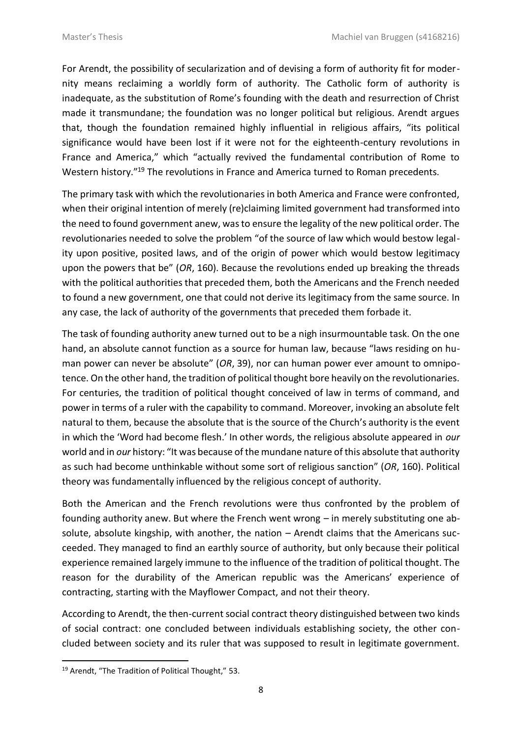For Arendt, the possibility of secularization and of devising a form of authority fit for modernity means reclaiming a worldly form of authority. The Catholic form of authority is inadequate, as the substitution of Rome's founding with the death and resurrection of Christ made it transmundane; the foundation was no longer political but religious. Arendt argues that, though the foundation remained highly influential in religious affairs, "its political significance would have been lost if it were not for the eighteenth-century revolutions in France and America," which "actually revived the fundamental contribution of Rome to Western history."[19] The revolutions in France and America turned to Roman precedents.

The primary task with which the revolutionaries in both America and France were confronted, when their original intention of merely (re)claiming limited government had transformed into the need to found government anew, was to ensure the legality of the new political order. The revolutionaries needed to solve the problem "of the source of law which would bestow legality upon positive, posited laws, and of the origin of power which would bestow legitimacy upon the powers that be" (*OR*, 160). Because the revolutions ended up breaking the threads with the political authorities that preceded them, both the Americans and the French needed to found a new government, one that could not derive its legitimacy from the same source. In any case, the lack of authority of the governments that preceded them forbade it.

The task of founding authority anew turned out to be a nigh insurmountable task. On the one hand, an absolute cannot function as a source for human law, because "laws residing on human power can never be absolute" (*OR*, 39), nor can human power ever amount to omnipotence. On the other hand, the tradition of political thought bore heavily on the revolutionaries. For centuries, the tradition of political thought conceived of law in terms of command, and power in terms of a ruler with the capability to command. Moreover, invoking an absolute felt natural to them, because the absolute that is the source of the Church's authority is the event in which the 'Word had become flesh.' In other words, the religious absolute appeared in *our* world and in *our* history: "It was because of the mundane nature of this absolute that authority as such had become unthinkable without some sort of religious sanction" (*OR*, 160). Political theory was fundamentally influenced by the religious concept of authority.

Both the American and the French revolutions were thus confronted by the problem of founding authority anew. But where the French went wrong – in merely substituting one absolute, absolute kingship, with another, the nation – Arendt claims that the Americans succeeded. They managed to find an earthly source of authority, but only because their political experience remained largely immune to the influence of the tradition of political thought. The reason for the durability of the American republic was the Americans' experience of contracting, starting with the Mayflower Compact, and not their theory.

According to Arendt, the then-current social contract theory distinguished between two kinds of social contract: one concluded between individuals establishing society, the other concluded between society and its ruler that was supposed to result in legitimate government.

[19] Arendt, "The Tradition of Political Thought," 53.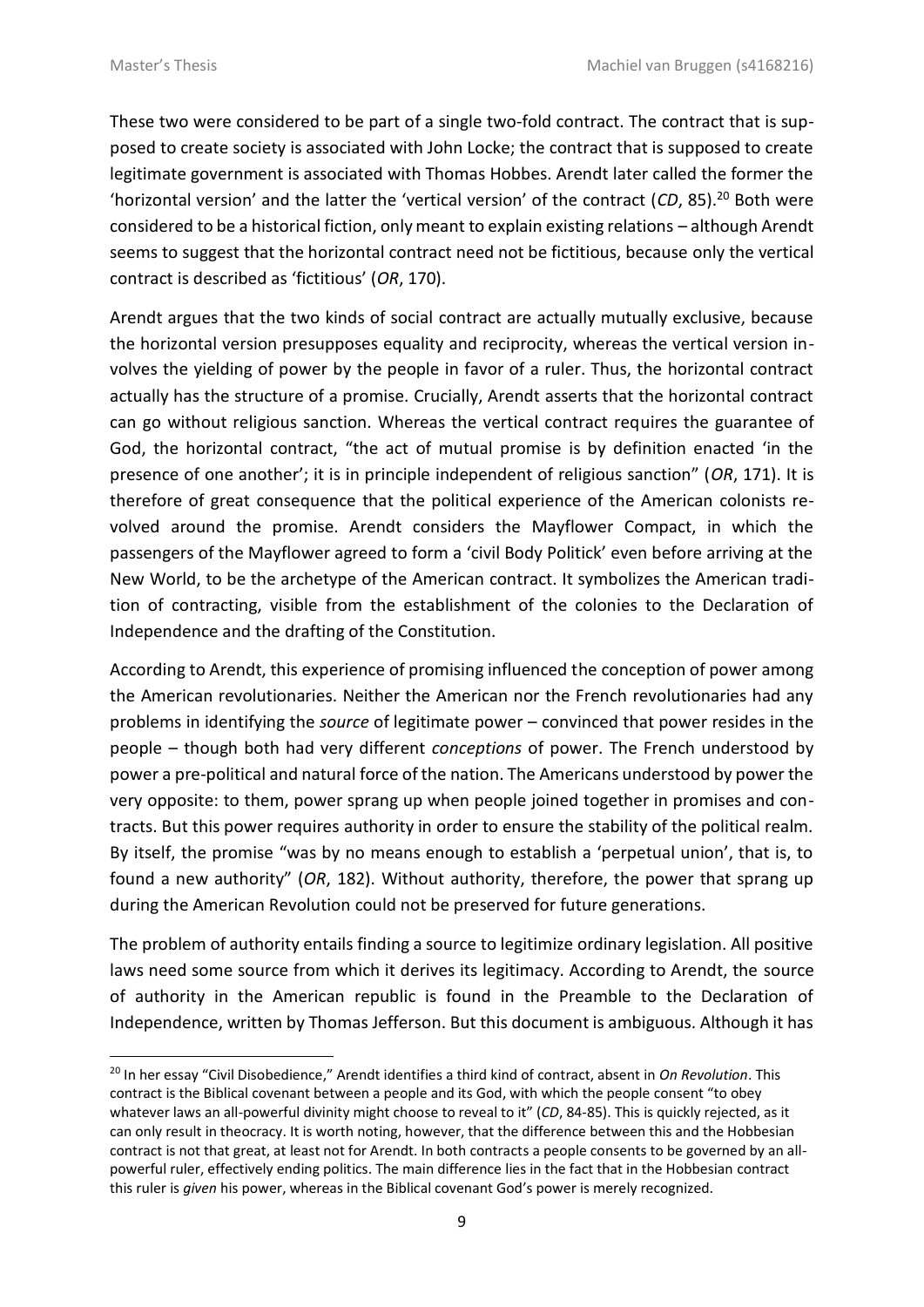These two were considered to be part of a single two-fold contract. The contract that is supposed to create society is associated with John Locke; the contract that is supposed to create legitimate government is associated with Thomas Hobbes. Arendt later called the former the 'horizontal version' and the latter the 'vertical version' of the contract (*CD*, 85).[20] Both were considered to be a historical fiction, only meant to explain existing relations – although Arendt seems to suggest that the horizontal contract need not be fictitious, because only the vertical contract is described as 'fictitious' (*OR*, 170).

Arendt argues that the two kinds of social contract are actually mutually exclusive, because the horizontal version presupposes equality and reciprocity, whereas the vertical version involves the yielding of power by the people in favor of a ruler. Thus, the horizontal contract actually has the structure of a promise. Crucially, Arendt asserts that the horizontal contract can go without religious sanction. Whereas the vertical contract requires the guarantee of God, the horizontal contract, "the act of mutual promise is by definition enacted 'in the presence of one another'; it is in principle independent of religious sanction" (*OR*, 171). It is therefore of great consequence that the political experience of the American colonists revolved around the promise. Arendt considers the Mayflower Compact, in which the passengers of the Mayflower agreed to form a 'civil Body Politick' even before arriving at the New World, to be the archetype of the American contract. It symbolizes the American tradition of contracting, visible from the establishment of the colonies to the Declaration of Independence and the drafting of the Constitution.

According to Arendt, this experience of promising influenced the conception of power among the American revolutionaries. Neither the American nor the French revolutionaries had any problems in identifying the *source* of legitimate power – convinced that power resides in the people – though both had very different *conceptions* of power. The French understood by power a pre-political and natural force of the nation. The Americans understood by power the very opposite: to them, power sprang up when people joined together in promises and contracts. But this power requires authority in order to ensure the stability of the political realm. By itself, the promise "was by no means enough to establish a 'perpetual union', that is, to found a new authority" (*OR*, 182). Without authority, therefore, the power that sprang up during the American Revolution could not be preserved for future generations.

The problem of authority entails finding a source to legitimize ordinary legislation. All positive laws need some source from which it derives its legitimacy. According to Arendt, the source of authority in the American republic is found in the Preamble to the Declaration of Independence, written by Thomas Jefferson. But this document is ambiguous. Although it has

---

[20] In her essay "Civil Disobedience," Arendt identifies a third kind of contract, absent in *On Revolution*. This contract is the Biblical covenant between a people and its God, with which the people consent "to obey whatever laws an all-powerful divinity might choose to reveal to it" (*CD*, 84-85). This is quickly rejected, as it can only result in theocracy. It is worth noting, however, that the difference between this and the Hobbesian contract is not that great, at least not for Arendt. In both contracts a people consents to be governed by an all-powerful ruler, effectively ending politics. The main difference lies in the fact that in the Hobbesian contract this ruler is *given* his power, whereas in the Biblical covenant God's power is merely recognized.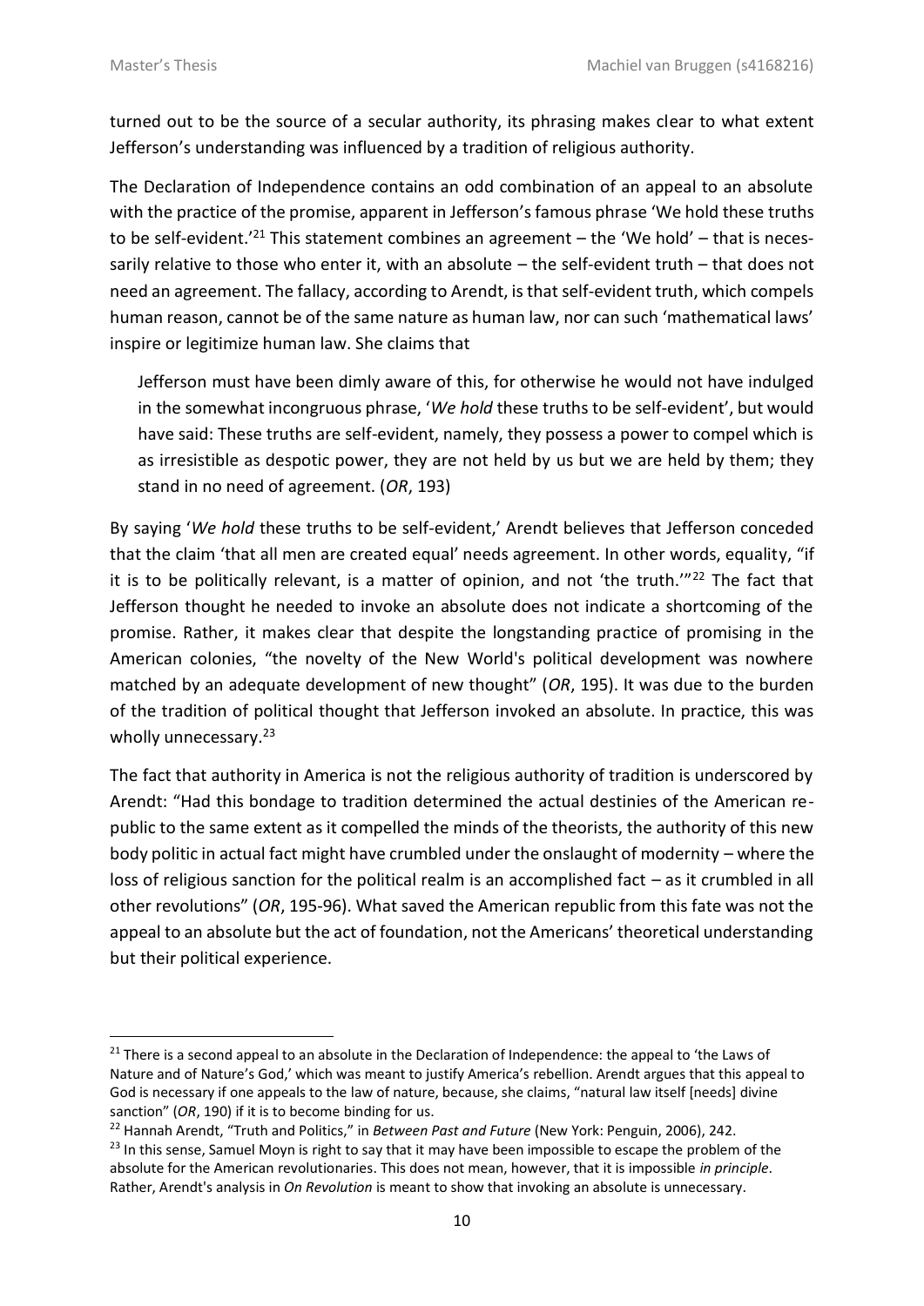turned out to be the source of a secular authority, its phrasing makes clear to what extent Jefferson's understanding was influenced by a tradition of religious authority.

The Declaration of Independence contains an odd combination of an appeal to an absolute with the practice of the promise, apparent in Jefferson's famous phrase 'We hold these truths to be self-evident.'[21] This statement combines an agreement – the 'We hold' – that is necessarily relative to those who enter it, with an absolute – the self-evident truth – that does not need an agreement. The fallacy, according to Arendt, is that self-evident truth, which compels human reason, cannot be of the same nature as human law, nor can such 'mathematical laws' inspire or legitimize human law. She claims that

> Jefferson must have been dimly aware of this, for otherwise he would not have indulged in the somewhat incongruous phrase, '*We hold* these truths to be self-evident', but would have said: These truths are self-evident, namely, they possess a power to compel which is as irresistible as despotic power, they are not held by us but we are held by them; they stand in no need of agreement. (*OR*, 193)

By saying '*We hold* these truths to be self-evident,' Arendt believes that Jefferson conceded that the claim 'that all men are created equal' needs agreement. In other words, equality, "if it is to be politically relevant, is a matter of opinion, and not 'the truth.'"[22] The fact that Jefferson thought he needed to invoke an absolute does not indicate a shortcoming of the promise. Rather, it makes clear that despite the longstanding practice of promising in the American colonies, "the novelty of the New World's political development was nowhere matched by an adequate development of new thought" (*OR*, 195). It was due to the burden of the tradition of political thought that Jefferson invoked an absolute. In practice, this was wholly unnecessary.[23]

The fact that authority in America is not the religious authority of tradition is underscored by Arendt: "Had this bondage to tradition determined the actual destinies of the American republic to the same extent as it compelled the minds of the theorists, the authority of this new body politic in actual fact might have crumbled under the onslaught of modernity – where the loss of religious sanction for the political realm is an accomplished fact – as it crumbled in all other revolutions" (*OR*, 195-96). What saved the American republic from this fate was not the appeal to an absolute but the act of foundation, not the Americans' theoretical understanding but their political experience.

---

[21] There is a second appeal to an absolute in the Declaration of Independence: the appeal to 'the Laws of Nature and of Nature's God,' which was meant to justify America's rebellion. Arendt argues that this appeal to God is necessary if one appeals to the law of nature, because, she claims, "natural law itself [needs] divine sanction" (*OR*, 190) if it is to become binding for us.

[22] Hannah Arendt, "Truth and Politics," in *Between Past and Future* (New York: Penguin, 2006), 242.

[23] In this sense, Samuel Moyn is right to say that it may have been impossible to escape the problem of the absolute for the American revolutionaries. This does not mean, however, that it is impossible *in principle*. Rather, Arendt's analysis in *On Revolution* is meant to show that invoking an absolute is unnecessary.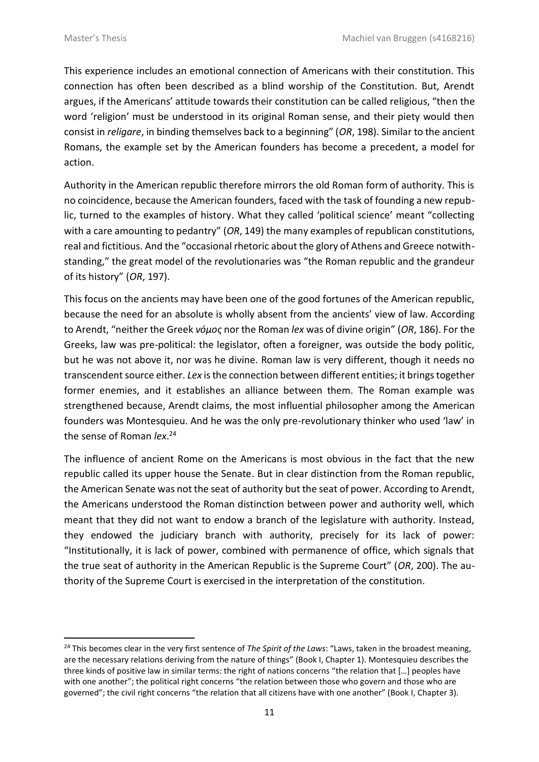This experience includes an emotional connection of Americans with their constitution. This connection has often been described as a blind worship of the Constitution. But, Arendt argues, if the Americans' attitude towards their constitution can be called religious, "then the word 'religion' must be understood in its original Roman sense, and their piety would then consist in *religare*, in binding themselves back to a beginning" (*OR*, 198). Similar to the ancient Romans, the example set by the American founders has become a precedent, a model for action.

Authority in the American republic therefore mirrors the old Roman form of authority. This is no coincidence, because the American founders, faced with the task of founding a new republic, turned to the examples of history. What they called 'political science' meant "collecting with a care amounting to pedantry" (*OR*, 149) the many examples of republican constitutions, real and fictitious. And the "occasional rhetoric about the glory of Athens and Greece notwithstanding," the great model of the revolutionaries was "the Roman republic and the grandeur of its history" (*OR*, 197).

This focus on the ancients may have been one of the good fortunes of the American republic, because the need for an absolute is wholly absent from the ancients' view of law. According to Arendt, "neither the Greek *νόμος* nor the Roman *lex* was of divine origin" (*OR*, 186). For the Greeks, law was pre-political: the legislator, often a foreigner, was outside the body politic, but he was not above it, nor was he divine. Roman law is very different, though it needs no transcendent source either. *Lex* is the connection between different entities; it brings together former enemies, and it establishes an alliance between them. The Roman example was strengthened because, Arendt claims, the most influential philosopher among the American founders was Montesquieu. And he was the only pre-revolutionary thinker who used 'law' in the sense of Roman *lex*.[24]

The influence of ancient Rome on the Americans is most obvious in the fact that the new republic called its upper house the Senate. But in clear distinction from the Roman republic, the American Senate was not the seat of authority but the seat of power. According to Arendt, the Americans understood the Roman distinction between power and authority well, which meant that they did not want to endow a branch of the legislature with authority. Instead, they endowed the judiciary branch with authority, precisely for its lack of power: "Institutionally, it is lack of power, combined with permanence of office, which signals that the true seat of authority in the American Republic is the Supreme Court" (*OR*, 200). The authority of the Supreme Court is exercised in the interpretation of the constitution.

[24] This becomes clear in the very first sentence of *The Spirit of the Laws*: "Laws, taken in the broadest meaning, are the necessary relations deriving from the nature of things" (Book I, Chapter 1). Montesquieu describes the three kinds of positive law in similar terms: the right of nations concerns "the relation that […] peoples have with one another"; the political right concerns "the relation between those who govern and those who are governed"; the civil right concerns "the relation that all citizens have with one another" (Book I, Chapter 3).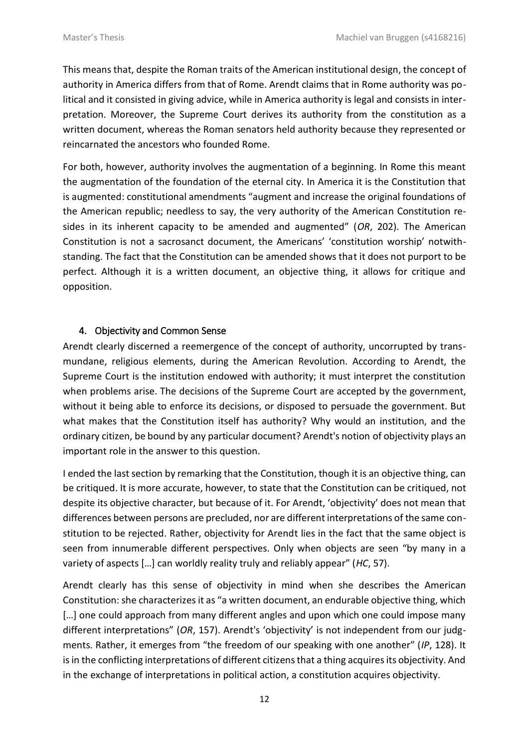This means that, despite the Roman traits of the American institutional design, the concept of authority in America differs from that of Rome. Arendt claims that in Rome authority was political and it consisted in giving advice, while in America authority is legal and consists in interpretation. Moreover, the Supreme Court derives its authority from the constitution as a written document, whereas the Roman senators held authority because they represented or reincarnated the ancestors who founded Rome.

For both, however, authority involves the augmentation of a beginning. In Rome this meant the augmentation of the foundation of the eternal city. In America it is the Constitution that is augmented: constitutional amendments "augment and increase the original foundations of the American republic; needless to say, the very authority of the American Constitution resides in its inherent capacity to be amended and augmented" (*OR*, 202). The American Constitution is not a sacrosanct document, the Americans' 'constitution worship' notwithstanding. The fact that the Constitution can be amended shows that it does not purport to be perfect. Although it is a written document, an objective thing, it allows for critique and opposition.

## 4. Objectivity and Common Sense

Arendt clearly discerned a reemergence of the concept of authority, uncorrupted by transmundane, religious elements, during the American Revolution. According to Arendt, the Supreme Court is the institution endowed with authority; it must interpret the constitution when problems arise. The decisions of the Supreme Court are accepted by the government, without it being able to enforce its decisions, or disposed to persuade the government. But what makes that the Constitution itself has authority? Why would an institution, and the ordinary citizen, be bound by any particular document? Arendt's notion of objectivity plays an important role in the answer to this question.

I ended the last section by remarking that the Constitution, though it is an objective thing, can be critiqued. It is more accurate, however, to state that the Constitution can be critiqued, not despite its objective character, but because of it. For Arendt, 'objectivity' does not mean that differences between persons are precluded, nor are different interpretations of the same constitution to be rejected. Rather, objectivity for Arendt lies in the fact that the same object is seen from innumerable different perspectives. Only when objects are seen "by many in a variety of aspects […] can worldly reality truly and reliably appear" (*HC*, 57).

Arendt clearly has this sense of objectivity in mind when she describes the American Constitution: she characterizes it as "a written document, an endurable objective thing, which […] one could approach from many different angles and upon which one could impose many different interpretations" (*OR*, 157). Arendt's 'objectivity' is not independent from our judgments. Rather, it emerges from "the freedom of our speaking with one another" (*IP*, 128). It is in the conflicting interpretations of different citizens that a thing acquires its objectivity. And in the exchange of interpretations in political action, a constitution acquires objectivity.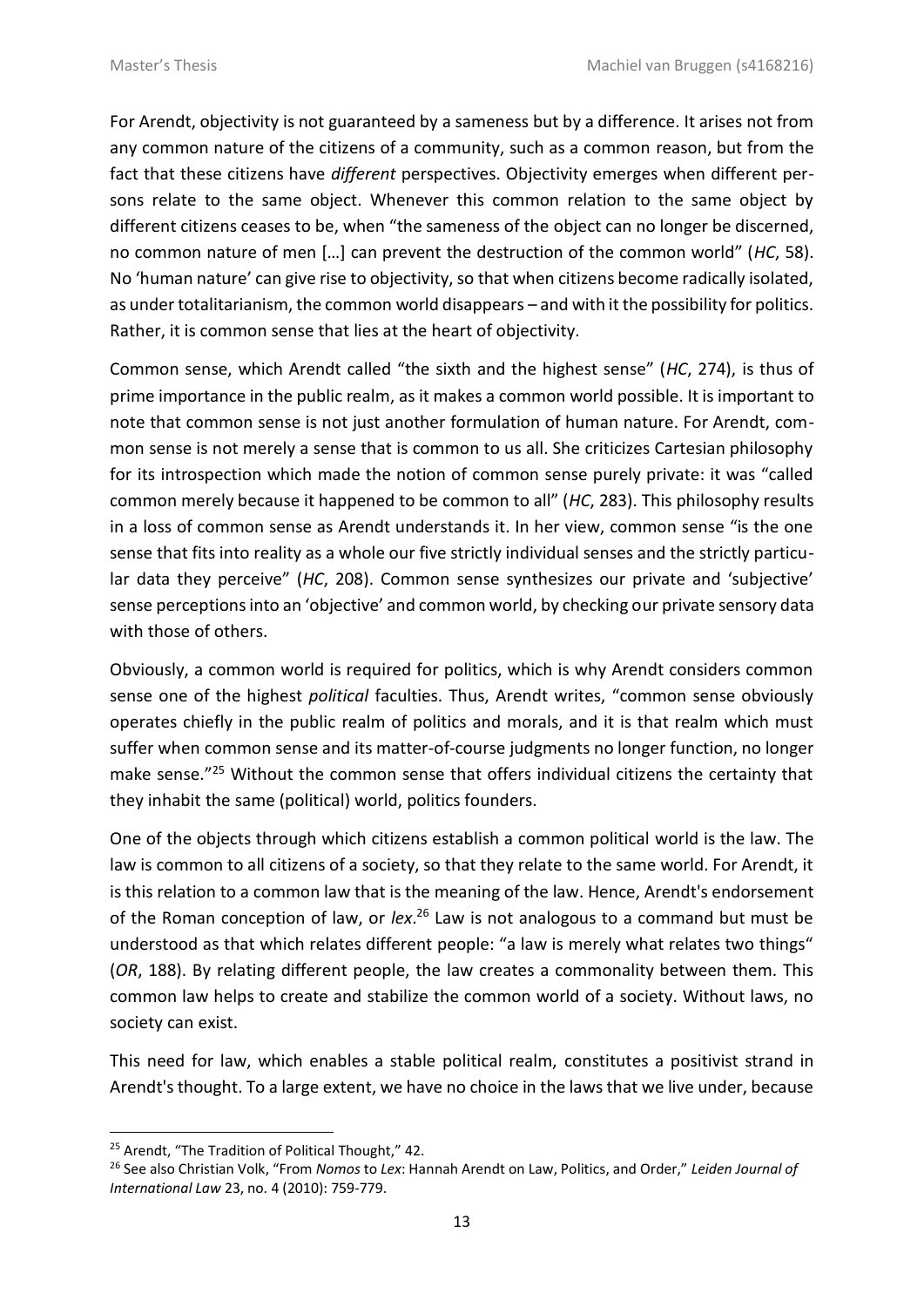For Arendt, objectivity is not guaranteed by a sameness but by a difference. It arises not from any common nature of the citizens of a community, such as a common reason, but from the fact that these citizens have *different* perspectives. Objectivity emerges when different persons relate to the same object. Whenever this common relation to the same object by different citizens ceases to be, when "the sameness of the object can no longer be discerned, no common nature of men […] can prevent the destruction of the common world" (*HC*, 58). No 'human nature' can give rise to objectivity, so that when citizens become radically isolated, as under totalitarianism, the common world disappears – and with it the possibility for politics. Rather, it is common sense that lies at the heart of objectivity.

Common sense, which Arendt called "the sixth and the highest sense" (*HC*, 274), is thus of prime importance in the public realm, as it makes a common world possible. It is important to note that common sense is not just another formulation of human nature. For Arendt, common sense is not merely a sense that is common to us all. She criticizes Cartesian philosophy for its introspection which made the notion of common sense purely private: it was "called common merely because it happened to be common to all" (*HC*, 283). This philosophy results in a loss of common sense as Arendt understands it. In her view, common sense "is the one sense that fits into reality as a whole our five strictly individual senses and the strictly particular data they perceive" (*HC*, 208). Common sense synthesizes our private and 'subjective' sense perceptions into an 'objective' and common world, by checking our private sensory data with those of others.

Obviously, a common world is required for politics, which is why Arendt considers common sense one of the highest *political* faculties. Thus, Arendt writes, "common sense obviously operates chiefly in the public realm of politics and morals, and it is that realm which must suffer when common sense and its matter-of-course judgments no longer function, no longer make sense."[25] Without the common sense that offers individual citizens the certainty that they inhabit the same (political) world, politics founders.

One of the objects through which citizens establish a common political world is the law. The law is common to all citizens of a society, so that they relate to the same world. For Arendt, it is this relation to a common law that is the meaning of the law. Hence, Arendt's endorsement of the Roman conception of law, or *lex*.[26] Law is not analogous to a command but must be understood as that which relates different people: "a law is merely what relates two things" (*OR*, 188). By relating different people, the law creates a commonality between them. This common law helps to create and stabilize the common world of a society. Without laws, no society can exist.

This need for law, which enables a stable political realm, constitutes a positivist strand in Arendt's thought. To a large extent, we have no choice in the laws that we live under, because

---

[25] Arendt, "The Tradition of Political Thought," 42.

[26] See also Christian Volk, "From *Nomos* to *Lex*: Hannah Arendt on Law, Politics, and Order," *Leiden Journal of International Law* 23, no. 4 (2010): 759-779.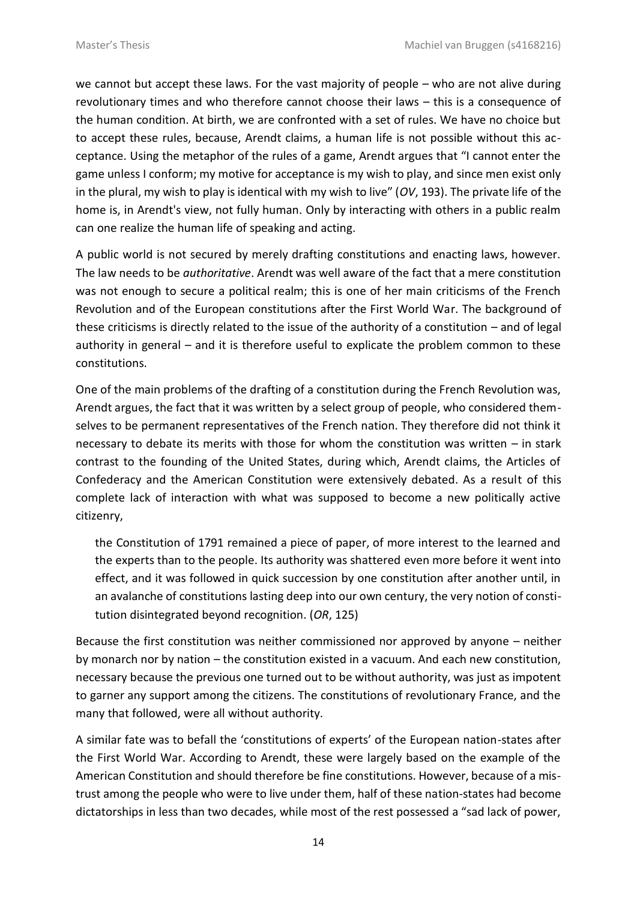we cannot but accept these laws. For the vast majority of people – who are not alive during revolutionary times and who therefore cannot choose their laws – this is a consequence of the human condition. At birth, we are confronted with a set of rules. We have no choice but to accept these rules, because, Arendt claims, a human life is not possible without this acceptance. Using the metaphor of the rules of a game, Arendt argues that "I cannot enter the game unless I conform; my motive for acceptance is my wish to play, and since men exist only in the plural, my wish to play is identical with my wish to live" (*OV*, 193). The private life of the home is, in Arendt's view, not fully human. Only by interacting with others in a public realm can one realize the human life of speaking and acting.

A public world is not secured by merely drafting constitutions and enacting laws, however. The law needs to be *authoritative*. Arendt was well aware of the fact that a mere constitution was not enough to secure a political realm; this is one of her main criticisms of the French Revolution and of the European constitutions after the First World War. The background of these criticisms is directly related to the issue of the authority of a constitution – and of legal authority in general – and it is therefore useful to explicate the problem common to these constitutions.

One of the main problems of the drafting of a constitution during the French Revolution was, Arendt argues, the fact that it was written by a select group of people, who considered themselves to be permanent representatives of the French nation. They therefore did not think it necessary to debate its merits with those for whom the constitution was written – in stark contrast to the founding of the United States, during which, Arendt claims, the Articles of Confederacy and the American Constitution were extensively debated. As a result of this complete lack of interaction with what was supposed to become a new politically active citizenry,

> the Constitution of 1791 remained a piece of paper, of more interest to the learned and the experts than to the people. Its authority was shattered even more before it went into effect, and it was followed in quick succession by one constitution after another until, in an avalanche of constitutions lasting deep into our own century, the very notion of constitution disintegrated beyond recognition. (*OR*, 125)

Because the first constitution was neither commissioned nor approved by anyone – neither by monarch nor by nation – the constitution existed in a vacuum. And each new constitution, necessary because the previous one turned out to be without authority, was just as impotent to garner any support among the citizens. The constitutions of revolutionary France, and the many that followed, were all without authority.

A similar fate was to befall the 'constitutions of experts' of the European nation-states after the First World War. According to Arendt, these were largely based on the example of the American Constitution and should therefore be fine constitutions. However, because of a mistrust among the people who were to live under them, half of these nation-states had become dictatorships in less than two decades, while most of the rest possessed a "sad lack of power,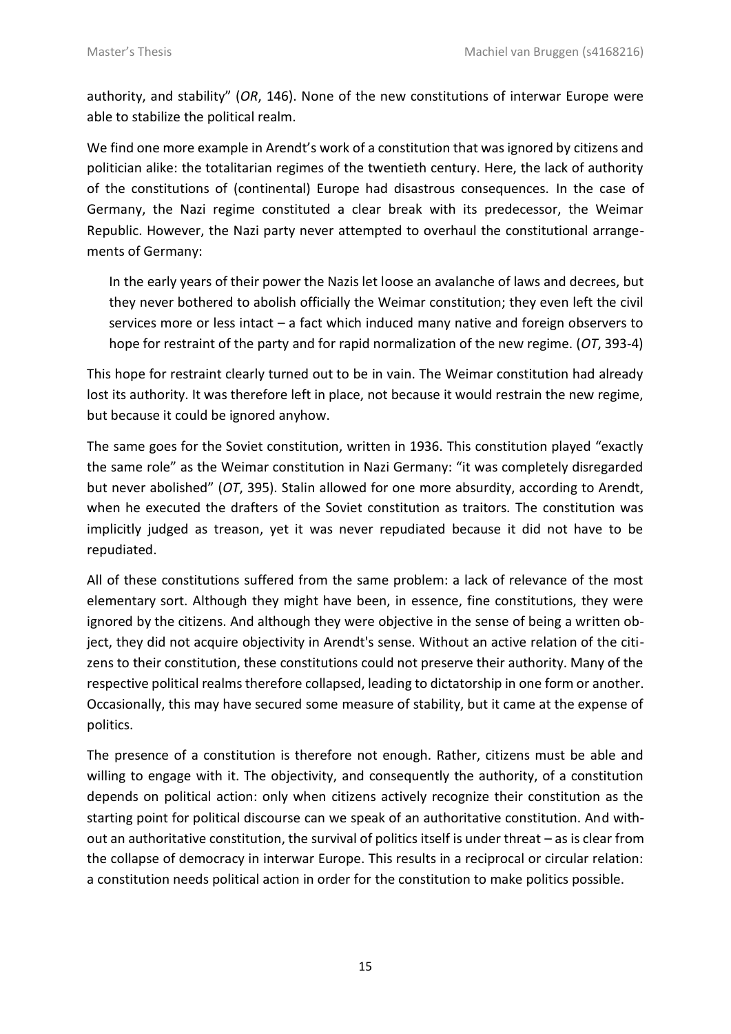authority, and stability" (*OR*, 146). None of the new constitutions of interwar Europe were able to stabilize the political realm.

We find one more example in Arendt's work of a constitution that was ignored by citizens and politician alike: the totalitarian regimes of the twentieth century. Here, the lack of authority of the constitutions of (continental) Europe had disastrous consequences. In the case of Germany, the Nazi regime constituted a clear break with its predecessor, the Weimar Republic. However, the Nazi party never attempted to overhaul the constitutional arrangements of Germany:

> In the early years of their power the Nazis let loose an avalanche of laws and decrees, but they never bothered to abolish officially the Weimar constitution; they even left the civil services more or less intact – a fact which induced many native and foreign observers to hope for restraint of the party and for rapid normalization of the new regime. (*OT*, 393-4)

This hope for restraint clearly turned out to be in vain. The Weimar constitution had already lost its authority. It was therefore left in place, not because it would restrain the new regime, but because it could be ignored anyhow.

The same goes for the Soviet constitution, written in 1936. This constitution played "exactly the same role" as the Weimar constitution in Nazi Germany: "it was completely disregarded but never abolished" (*OT*, 395). Stalin allowed for one more absurdity, according to Arendt, when he executed the drafters of the Soviet constitution as traitors. The constitution was implicitly judged as treason, yet it was never repudiated because it did not have to be repudiated.

All of these constitutions suffered from the same problem: a lack of relevance of the most elementary sort. Although they might have been, in essence, fine constitutions, they were ignored by the citizens. And although they were objective in the sense of being a written object, they did not acquire objectivity in Arendt's sense. Without an active relation of the citizens to their constitution, these constitutions could not preserve their authority. Many of the respective political realms therefore collapsed, leading to dictatorship in one form or another. Occasionally, this may have secured some measure of stability, but it came at the expense of politics.

The presence of a constitution is therefore not enough. Rather, citizens must be able and willing to engage with it. The objectivity, and consequently the authority, of a constitution depends on political action: only when citizens actively recognize their constitution as the starting point for political discourse can we speak of an authoritative constitution. And without an authoritative constitution, the survival of politics itself is under threat – as is clear from the collapse of democracy in interwar Europe. This results in a reciprocal or circular relation: a constitution needs political action in order for the constitution to make politics possible.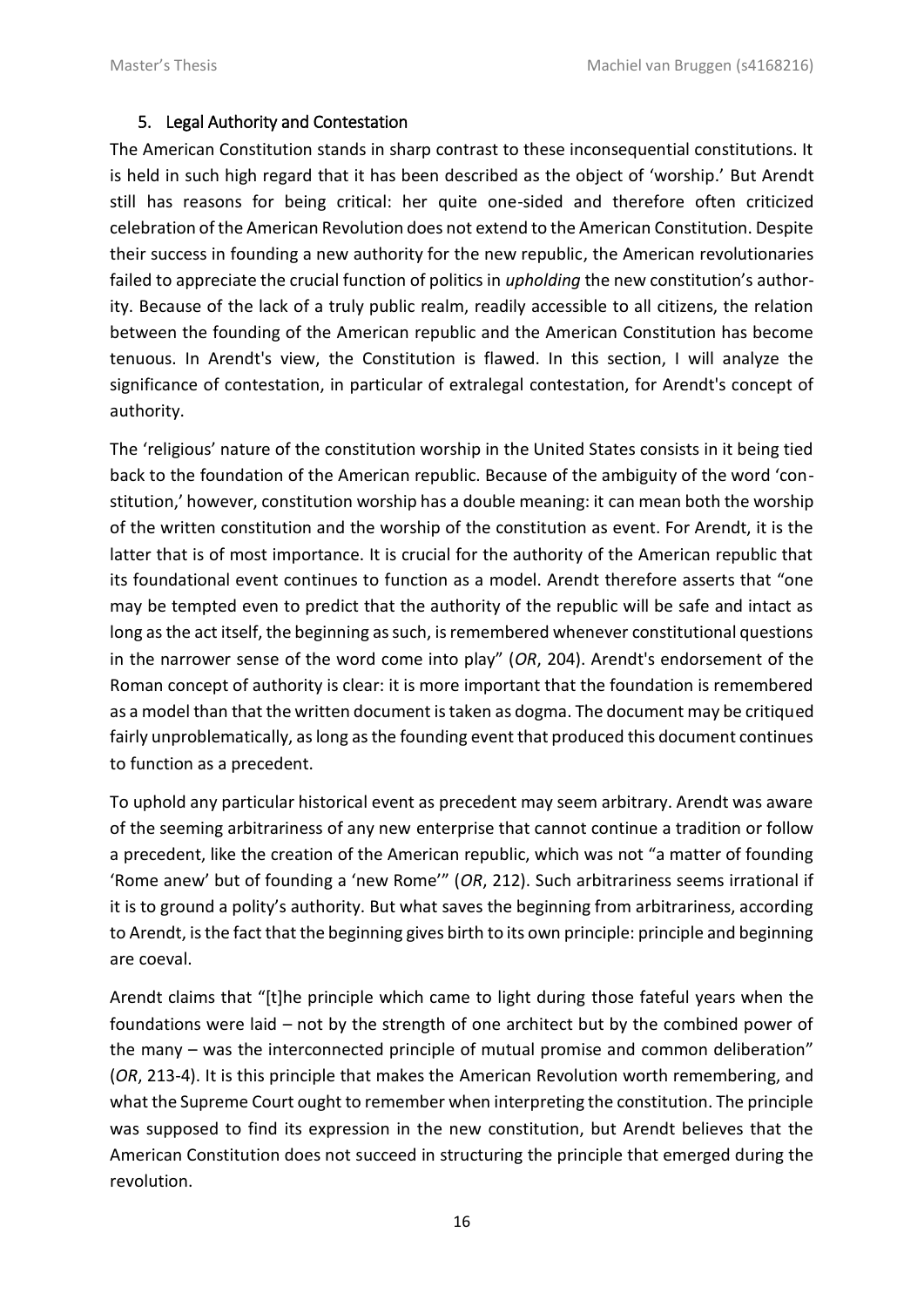## 5. Legal Authority and Contestation

The American Constitution stands in sharp contrast to these inconsequential constitutions. It is held in such high regard that it has been described as the object of 'worship.' But Arendt still has reasons for being critical: her quite one-sided and therefore often criticized celebration of the American Revolution does not extend to the American Constitution. Despite their success in founding a new authority for the new republic, the American revolutionaries failed to appreciate the crucial function of politics in *upholding* the new constitution's authority. Because of the lack of a truly public realm, readily accessible to all citizens, the relation between the founding of the American republic and the American Constitution has become tenuous. In Arendt's view, the Constitution is flawed. In this section, I will analyze the significance of contestation, in particular of extralegal contestation, for Arendt's concept of authority.

The 'religious' nature of the constitution worship in the United States consists in it being tied back to the foundation of the American republic. Because of the ambiguity of the word 'constitution,' however, constitution worship has a double meaning: it can mean both the worship of the written constitution and the worship of the constitution as event. For Arendt, it is the latter that is of most importance. It is crucial for the authority of the American republic that its foundational event continues to function as a model. Arendt therefore asserts that "one may be tempted even to predict that the authority of the republic will be safe and intact as long as the act itself, the beginning as such, is remembered whenever constitutional questions in the narrower sense of the word come into play" (*OR*, 204). Arendt's endorsement of the Roman concept of authority is clear: it is more important that the foundation is remembered as a model than that the written document is taken as dogma. The document may be critiqued fairly unproblematically, as long as the founding event that produced this document continues to function as a precedent.

To uphold any particular historical event as precedent may seem arbitrary. Arendt was aware of the seeming arbitrariness of any new enterprise that cannot continue a tradition or follow a precedent, like the creation of the American republic, which was not "a matter of founding 'Rome anew' but of founding a 'new Rome'" (*OR*, 212). Such arbitrariness seems irrational if it is to ground a polity's authority. But what saves the beginning from arbitrariness, according to Arendt, is the fact that the beginning gives birth to its own principle: principle and beginning are coeval.

Arendt claims that "[t]he principle which came to light during those fateful years when the foundations were laid – not by the strength of one architect but by the combined power of the many – was the interconnected principle of mutual promise and common deliberation" (*OR*, 213-4). It is this principle that makes the American Revolution worth remembering, and what the Supreme Court ought to remember when interpreting the constitution. The principle was supposed to find its expression in the new constitution, but Arendt believes that the American Constitution does not succeed in structuring the principle that emerged during the revolution.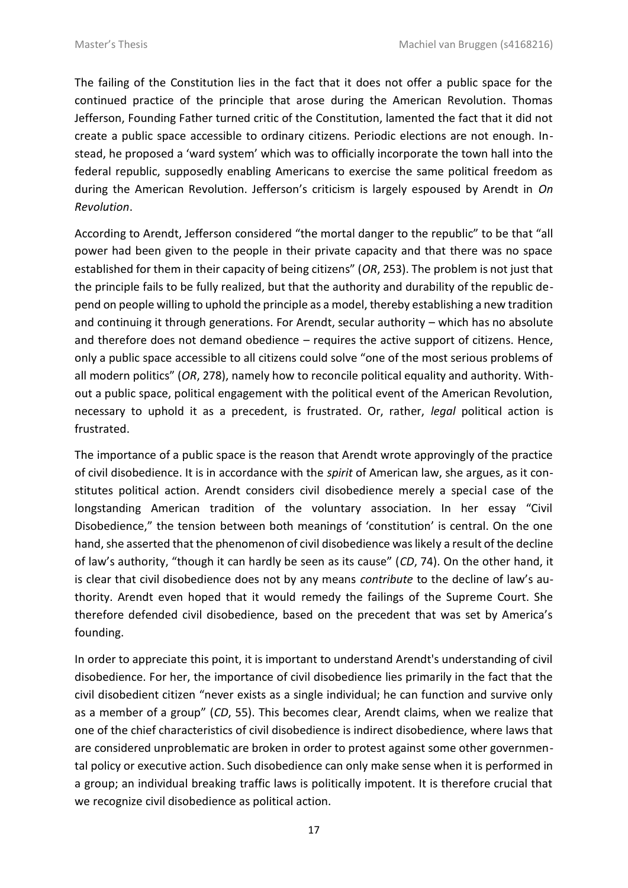The failing of the Constitution lies in the fact that it does not offer a public space for the continued practice of the principle that arose during the American Revolution. Thomas Jefferson, Founding Father turned critic of the Constitution, lamented the fact that it did not create a public space accessible to ordinary citizens. Periodic elections are not enough. Instead, he proposed a 'ward system' which was to officially incorporate the town hall into the federal republic, supposedly enabling Americans to exercise the same political freedom as during the American Revolution. Jefferson's criticism is largely espoused by Arendt in *On Revolution*.

According to Arendt, Jefferson considered "the mortal danger to the republic" to be that "all power had been given to the people in their private capacity and that there was no space established for them in their capacity of being citizens" (*OR*, 253). The problem is not just that the principle fails to be fully realized, but that the authority and durability of the republic depend on people willing to uphold the principle as a model, thereby establishing a new tradition and continuing it through generations. For Arendt, secular authority – which has no absolute and therefore does not demand obedience – requires the active support of citizens. Hence, only a public space accessible to all citizens could solve "one of the most serious problems of all modern politics" (*OR*, 278), namely how to reconcile political equality and authority. Without a public space, political engagement with the political event of the American Revolution, necessary to uphold it as a precedent, is frustrated. Or, rather, *legal* political action is frustrated.

The importance of a public space is the reason that Arendt wrote approvingly of the practice of civil disobedience. It is in accordance with the *spirit* of American law, she argues, as it constitutes political action. Arendt considers civil disobedience merely a special case of the longstanding American tradition of the voluntary association. In her essay "Civil Disobedience," the tension between both meanings of 'constitution' is central. On the one hand, she asserted that the phenomenon of civil disobedience was likely a result of the decline of law's authority, "though it can hardly be seen as its cause" (*CD*, 74). On the other hand, it is clear that civil disobedience does not by any means *contribute* to the decline of law's authority. Arendt even hoped that it would remedy the failings of the Supreme Court. She therefore defended civil disobedience, based on the precedent that was set by America's founding.

In order to appreciate this point, it is important to understand Arendt's understanding of civil disobedience. For her, the importance of civil disobedience lies primarily in the fact that the civil disobedient citizen "never exists as a single individual; he can function and survive only as a member of a group" (*CD*, 55). This becomes clear, Arendt claims, when we realize that one of the chief characteristics of civil disobedience is indirect disobedience, where laws that are considered unproblematic are broken in order to protest against some other governmental policy or executive action. Such disobedience can only make sense when it is performed in a group; an individual breaking traffic laws is politically impotent. It is therefore crucial that we recognize civil disobedience as political action.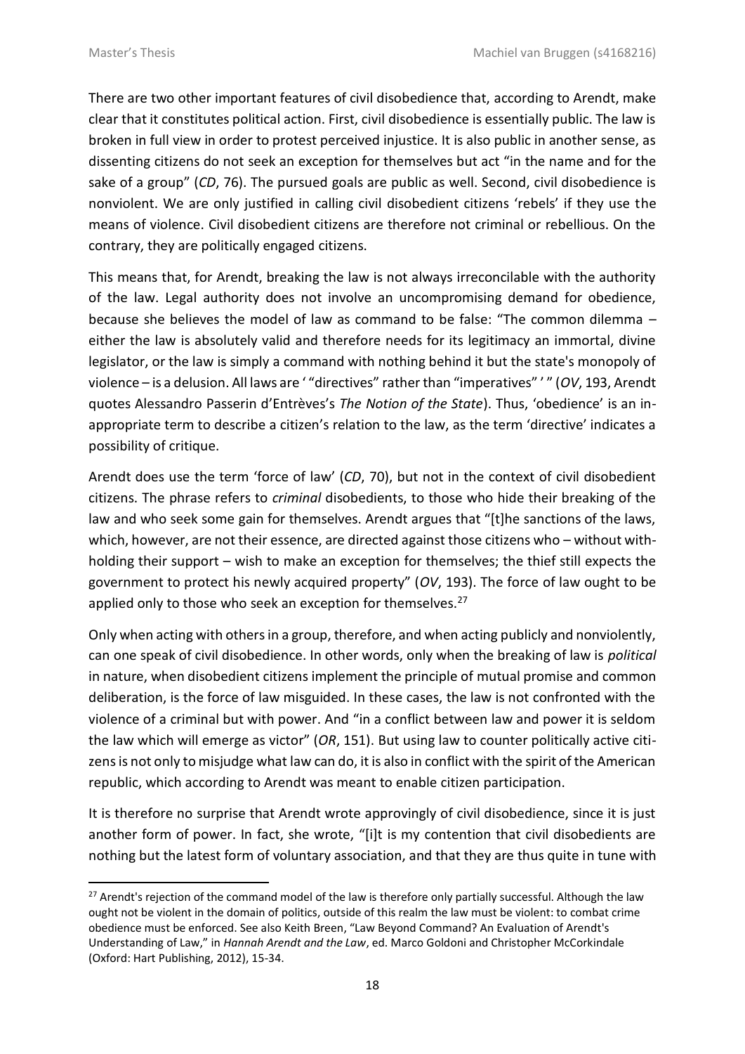There are two other important features of civil disobedience that, according to Arendt, make clear that it constitutes political action. First, civil disobedience is essentially public. The law is broken in full view in order to protest perceived injustice. It is also public in another sense, as dissenting citizens do not seek an exception for themselves but act "in the name and for the sake of a group" (*CD*, 76). The pursued goals are public as well. Second, civil disobedience is nonviolent. We are only justified in calling civil disobedient citizens 'rebels' if they use the means of violence. Civil disobedient citizens are therefore not criminal or rebellious. On the contrary, they are politically engaged citizens.

This means that, for Arendt, breaking the law is not always irreconcilable with the authority of the law. Legal authority does not involve an uncompromising demand for obedience, because she believes the model of law as command to be false: "The common dilemma – either the law is absolutely valid and therefore needs for its legitimacy an immortal, divine legislator, or the law is simply a command with nothing behind it but the state's monopoly of violence – is a delusion. All laws are ' "directives" rather than "imperatives" ' " (*OV*, 193, Arendt quotes Alessandro Passerin d'Entrèves's *The Notion of the State*). Thus, 'obedience' is an in-appropriate term to describe a citizen's relation to the law, as the term 'directive' indicates a possibility of critique.

Arendt does use the term 'force of law' (*CD*, 70), but not in the context of civil disobedient citizens. The phrase refers to *criminal* disobedients, to those who hide their breaking of the law and who seek some gain for themselves. Arendt argues that "[t]he sanctions of the laws, which, however, are not their essence, are directed against those citizens who – without with-holding their support – wish to make an exception for themselves; the thief still expects the government to protect his newly acquired property" (*OV*, 193). The force of law ought to be applied only to those who seek an exception for themselves.[27]

Only when acting with others in a group, therefore, and when acting publicly and nonviolently, can one speak of civil disobedience. In other words, only when the breaking of law is *political* in nature, when disobedient citizens implement the principle of mutual promise and common deliberation, is the force of law misguided. In these cases, the law is not confronted with the violence of a criminal but with power. And "in a conflict between law and power it is seldom the law which will emerge as victor" (*OR*, 151). But using law to counter politically active citi-zens is not only to misjudge what law can do, it is also in conflict with the spirit of the American republic, which according to Arendt was meant to enable citizen participation.

It is therefore no surprise that Arendt wrote approvingly of civil disobedience, since it is just another form of power. In fact, she wrote, "[i]t is my contention that civil disobedients are nothing but the latest form of voluntary association, and that they are thus quite in tune with

[27] Arendt's rejection of the command model of the law is therefore only partially successful. Although the law ought not be violent in the domain of politics, outside of this realm the law must be violent: to combat crime obedience must be enforced. See also Keith Breen, "Law Beyond Command? An Evaluation of Arendt's Understanding of Law," in *Hannah Arendt and the Law*, ed. Marco Goldoni and Christopher McCorkindale (Oxford: Hart Publishing, 2012), 15-34.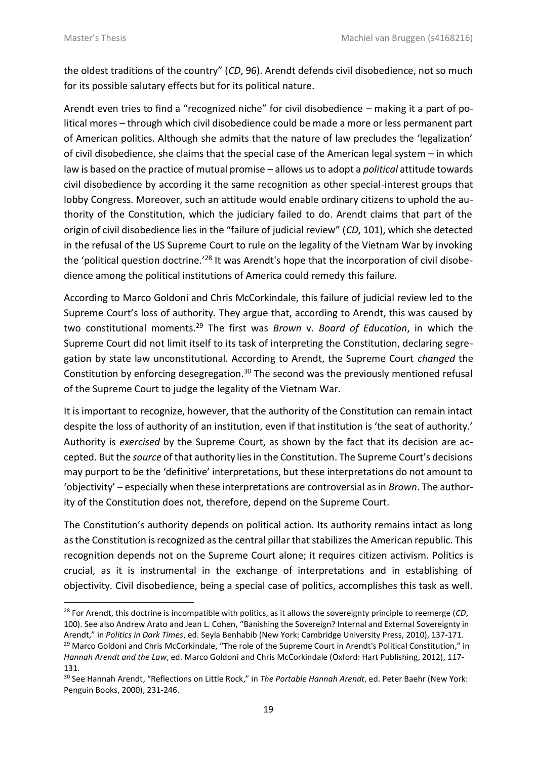the oldest traditions of the country" (*CD*, 96). Arendt defends civil disobedience, not so much for its possible salutary effects but for its political nature.

Arendt even tries to find a "recognized niche" for civil disobedience – making it a part of political mores – through which civil disobedience could be made a more or less permanent part of American politics. Although she admits that the nature of law precludes the 'legalization' of civil disobedience, she claims that the special case of the American legal system – in which law is based on the practice of mutual promise – allows us to adopt a *political* attitude towards civil disobedience by according it the same recognition as other special-interest groups that lobby Congress. Moreover, such an attitude would enable ordinary citizens to uphold the authority of the Constitution, which the judiciary failed to do. Arendt claims that part of the origin of civil disobedience lies in the "failure of judicial review" (*CD*, 101), which she detected in the refusal of the US Supreme Court to rule on the legality of the Vietnam War by invoking the 'political question doctrine.'[28] It was Arendt's hope that the incorporation of civil disobedience among the political institutions of America could remedy this failure.

According to Marco Goldoni and Chris McCorkindale, this failure of judicial review led to the Supreme Court's loss of authority. They argue that, according to Arendt, this was caused by two constitutional moments.[29] The first was *Brown* v. *Board of Education*, in which the Supreme Court did not limit itself to its task of interpreting the Constitution, declaring segregation by state law unconstitutional. According to Arendt, the Supreme Court *changed* the Constitution by enforcing desegregation.[30] The second was the previously mentioned refusal of the Supreme Court to judge the legality of the Vietnam War.

It is important to recognize, however, that the authority of the Constitution can remain intact despite the loss of authority of an institution, even if that institution is 'the seat of authority.' Authority is *exercised* by the Supreme Court, as shown by the fact that its decision are accepted. But the *source* of that authority lies in the Constitution. The Supreme Court's decisions may purport to be the 'definitive' interpretations, but these interpretations do not amount to 'objectivity' – especially when these interpretations are controversial as in *Brown*. The authority of the Constitution does not, therefore, depend on the Supreme Court.

The Constitution's authority depends on political action. Its authority remains intact as long as the Constitution is recognized as the central pillar that stabilizes the American republic. This recognition depends not on the Supreme Court alone; it requires citizen activism. Politics is crucial, as it is instrumental in the exchange of interpretations and in establishing of objectivity. Civil disobedience, being a special case of politics, accomplishes this task as well.

---

[28] For Arendt, this doctrine is incompatible with politics, as it allows the sovereignty principle to reemerge (*CD*, 100). See also Andrew Arato and Jean L. Cohen, "Banishing the Sovereign? Internal and External Sovereignty in Arendt," in *Politics in Dark Times*, ed. Seyla Benhabib (New York: Cambridge University Press, 2010), 137-171.

[29] Marco Goldoni and Chris McCorkindale, "The role of the Supreme Court in Arendt's Political Constitution," in *Hannah Arendt and the Law*, ed. Marco Goldoni and Chris McCorkindale (Oxford: Hart Publishing, 2012), 117-131.

[30] See Hannah Arendt, "Reflections on Little Rock," in *The Portable Hannah Arendt*, ed. Peter Baehr (New York: Penguin Books, 2000), 231-246.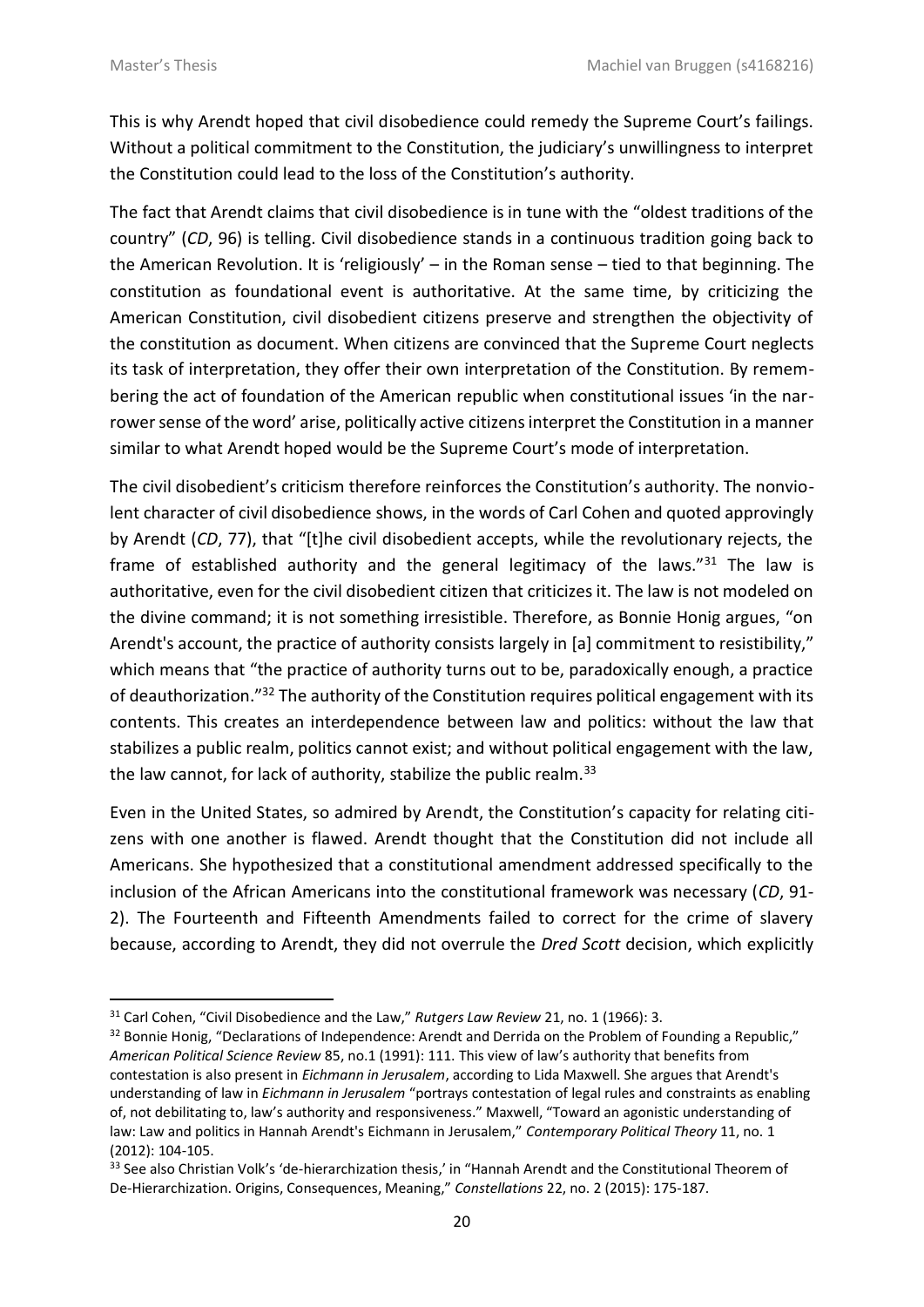This is why Arendt hoped that civil disobedience could remedy the Supreme Court's failings. Without a political commitment to the Constitution, the judiciary's unwillingness to interpret the Constitution could lead to the loss of the Constitution's authority.

The fact that Arendt claims that civil disobedience is in tune with the "oldest traditions of the country" (*CD*, 96) is telling. Civil disobedience stands in a continuous tradition going back to the American Revolution. It is 'religiously' – in the Roman sense – tied to that beginning. The constitution as foundational event is authoritative. At the same time, by criticizing the American Constitution, civil disobedient citizens preserve and strengthen the objectivity of the constitution as document. When citizens are convinced that the Supreme Court neglects its task of interpretation, they offer their own interpretation of the Constitution. By remembering the act of foundation of the American republic when constitutional issues 'in the narrower sense of the word' arise, politically active citizens interpret the Constitution in a manner similar to what Arendt hoped would be the Supreme Court's mode of interpretation.

The civil disobedient's criticism therefore reinforces the Constitution's authority. The nonviolent character of civil disobedience shows, in the words of Carl Cohen and quoted approvingly by Arendt (*CD*, 77), that "[t]he civil disobedient accepts, while the revolutionary rejects, the frame of established authority and the general legitimacy of the laws."[31] The law is authoritative, even for the civil disobedient citizen that criticizes it. The law is not modeled on the divine command; it is not something irresistible. Therefore, as Bonnie Honig argues, "on Arendt's account, the practice of authority consists largely in [a] commitment to resistibility," which means that "the practice of authority turns out to be, paradoxically enough, a practice of deauthorization."[32] The authority of the Constitution requires political engagement with its contents. This creates an interdependence between law and politics: without the law that stabilizes a public realm, politics cannot exist; and without political engagement with the law, the law cannot, for lack of authority, stabilize the public realm.[33]

Even in the United States, so admired by Arendt, the Constitution's capacity for relating citizens with one another is flawed. Arendt thought that the Constitution did not include all Americans. She hypothesized that a constitutional amendment addressed specifically to the inclusion of the African Americans into the constitutional framework was necessary (*CD*, 91-2). The Fourteenth and Fifteenth Amendments failed to correct for the crime of slavery because, according to Arendt, they did not overrule the *Dred Scott* decision, which explicitly

---

[31] Carl Cohen, "Civil Disobedience and the Law," *Rutgers Law Review* 21, no. 1 (1966): 3.

[32] Bonnie Honig, "Declarations of Independence: Arendt and Derrida on the Problem of Founding a Republic," *American Political Science Review* 85, no.1 (1991): 111. This view of law's authority that benefits from contestation is also present in *Eichmann in Jerusalem*, according to Lida Maxwell. She argues that Arendt's understanding of law in *Eichmann in Jerusalem* "portrays contestation of legal rules and constraints as enabling of, not debilitating to, law's authority and responsiveness." Maxwell, "Toward an agonistic understanding of law: Law and politics in Hannah Arendt's Eichmann in Jerusalem," *Contemporary Political Theory* 11, no. 1 (2012): 104-105.

[33] See also Christian Volk's 'de-hierarchization thesis,' in "Hannah Arendt and the Constitutional Theorem of De-Hierarchization. Origins, Consequences, Meaning," *Constellations* 22, no. 2 (2015): 175-187.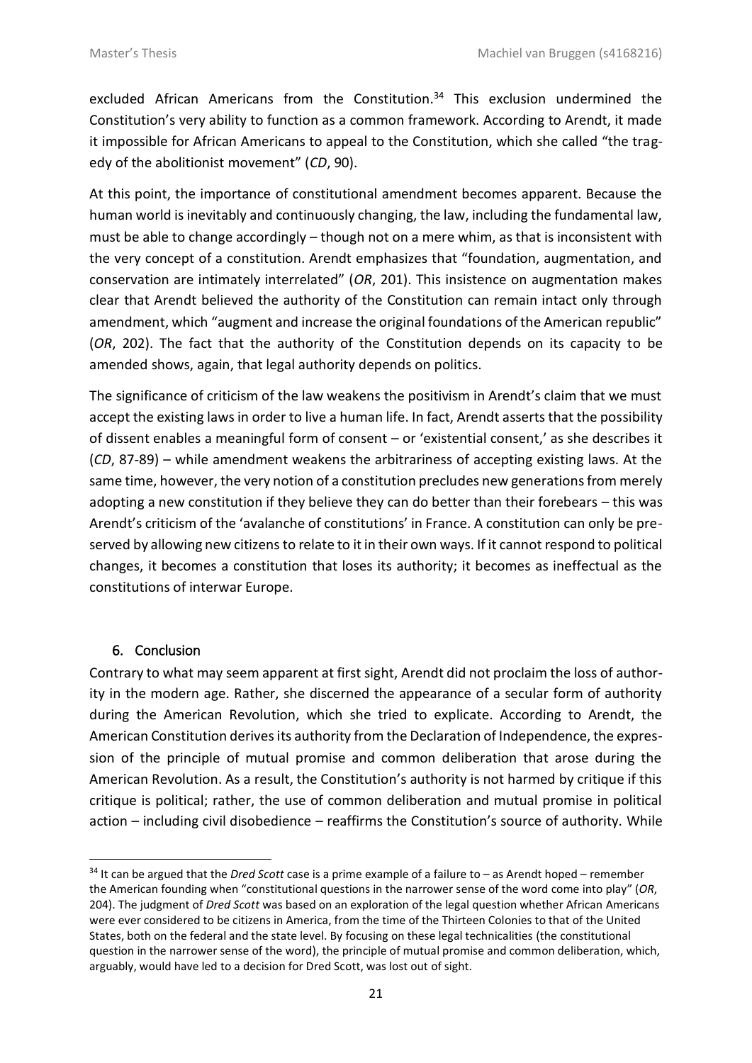excluded African Americans from the Constitution.[34] This exclusion undermined the Constitution's very ability to function as a common framework. According to Arendt, it made it impossible for African Americans to appeal to the Constitution, which she called "the tragedy of the abolitionist movement" (*CD*, 90).

At this point, the importance of constitutional amendment becomes apparent. Because the human world is inevitably and continuously changing, the law, including the fundamental law, must be able to change accordingly – though not on a mere whim, as that is inconsistent with the very concept of a constitution. Arendt emphasizes that "foundation, augmentation, and conservation are intimately interrelated" (*OR*, 201). This insistence on augmentation makes clear that Arendt believed the authority of the Constitution can remain intact only through amendment, which "augment and increase the original foundations of the American republic" (*OR*, 202). The fact that the authority of the Constitution depends on its capacity to be amended shows, again, that legal authority depends on politics.

The significance of criticism of the law weakens the positivism in Arendt's claim that we must accept the existing laws in order to live a human life. In fact, Arendt asserts that the possibility of dissent enables a meaningful form of consent – or 'existential consent,' as she describes it (*CD*, 87-89) – while amendment weakens the arbitrariness of accepting existing laws. At the same time, however, the very notion of a constitution precludes new generations from merely adopting a new constitution if they believe they can do better than their forebears – this was Arendt's criticism of the 'avalanche of constitutions' in France. A constitution can only be preserved by allowing new citizens to relate to it in their own ways. If it cannot respond to political changes, it becomes a constitution that loses its authority; it becomes as ineffectual as the constitutions of interwar Europe.

## 6. Conclusion

Contrary to what may seem apparent at first sight, Arendt did not proclaim the loss of authority in the modern age. Rather, she discerned the appearance of a secular form of authority during the American Revolution, which she tried to explicate. According to Arendt, the American Constitution derives its authority from the Declaration of Independence, the expression of the principle of mutual promise and common deliberation that arose during the American Revolution. As a result, the Constitution's authority is not harmed by critique if this critique is political; rather, the use of common deliberation and mutual promise in political action – including civil disobedience – reaffirms the Constitution's source of authority. While

[34] It can be argued that the *Dred Scott* case is a prime example of a failure to – as Arendt hoped – remember the American founding when "constitutional questions in the narrower sense of the word come into play" (*OR*, 204). The judgment of *Dred Scott* was based on an exploration of the legal question whether African Americans were ever considered to be citizens in America, from the time of the Thirteen Colonies to that of the United States, both on the federal and the state level. By focusing on these legal technicalities (the constitutional question in the narrower sense of the word), the principle of mutual promise and common deliberation, which, arguably, would have led to a decision for Dred Scott, was lost out of sight.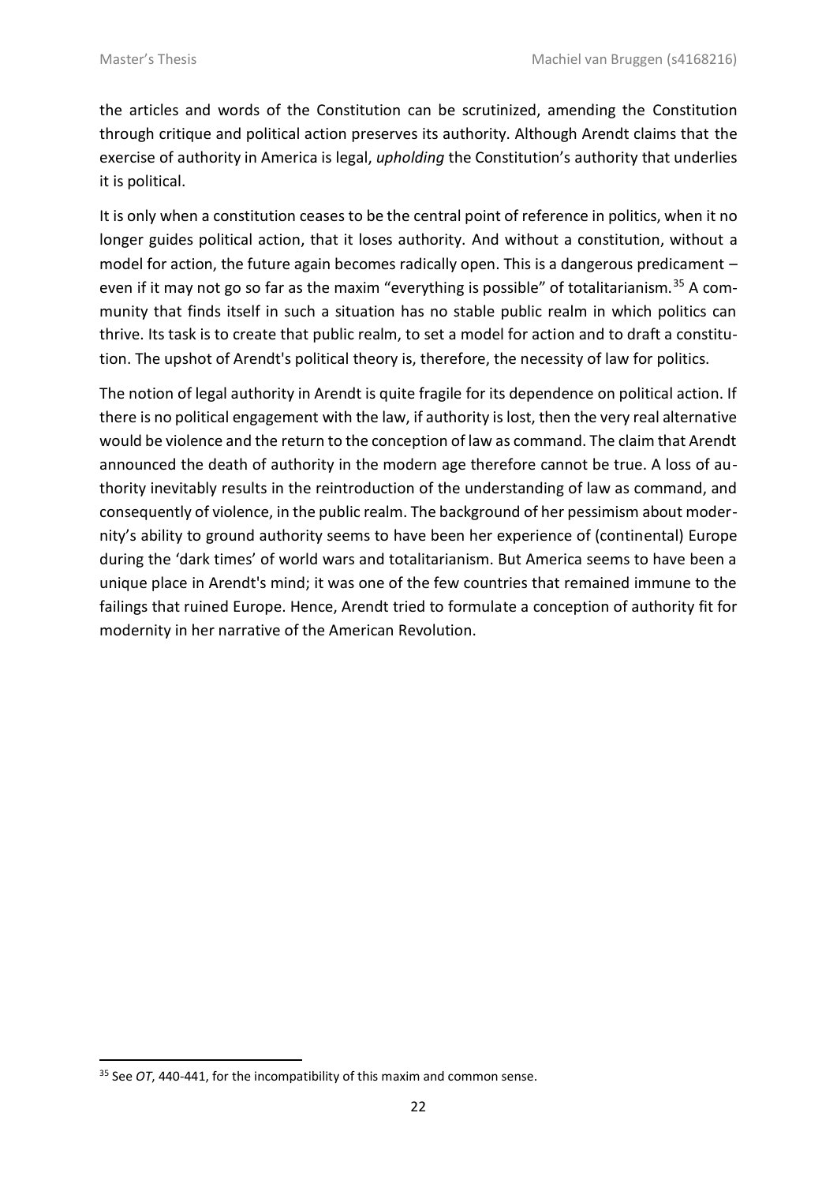the articles and words of the Constitution can be scrutinized, amending the Constitution through critique and political action preserves its authority. Although Arendt claims that the exercise of authority in America is legal, *upholding* the Constitution's authority that underlies it is political.

It is only when a constitution ceases to be the central point of reference in politics, when it no longer guides political action, that it loses authority. And without a constitution, without a model for action, the future again becomes radically open. This is a dangerous predicament – even if it may not go so far as the maxim "everything is possible" of totalitarianism.[35] A community that finds itself in such a situation has no stable public realm in which politics can thrive. Its task is to create that public realm, to set a model for action and to draft a constitution. The upshot of Arendt's political theory is, therefore, the necessity of law for politics.

The notion of legal authority in Arendt is quite fragile for its dependence on political action. If there is no political engagement with the law, if authority is lost, then the very real alternative would be violence and the return to the conception of law as command. The claim that Arendt announced the death of authority in the modern age therefore cannot be true. A loss of authority inevitably results in the reintroduction of the understanding of law as command, and consequently of violence, in the public realm. The background of her pessimism about modernity's ability to ground authority seems to have been her experience of (continental) Europe during the 'dark times' of world wars and totalitarianism. But America seems to have been a unique place in Arendt's mind; it was one of the few countries that remained immune to the failings that ruined Europe. Hence, Arendt tried to formulate a conception of authority fit for modernity in her narrative of the American Revolution.

[35] See *OT*, 440-441, for the incompatibility of this maxim and common sense.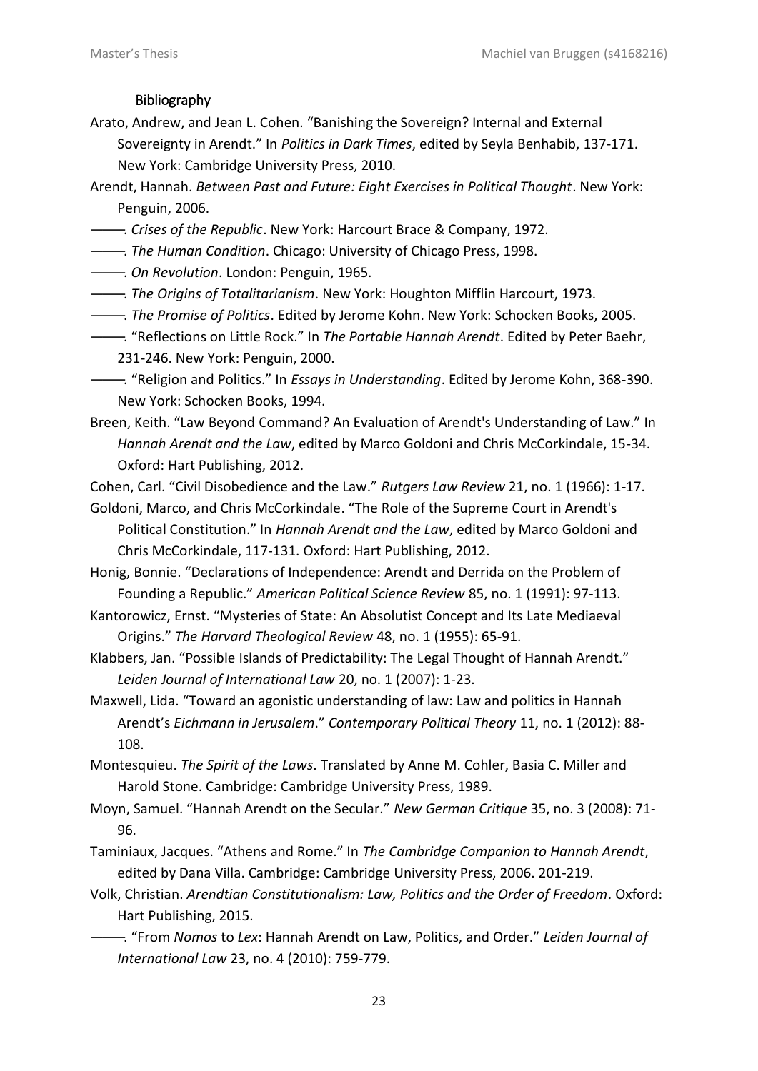## Bibliography

Arato, Andrew, and Jean L. Cohen. "Banishing the Sovereign? Internal and External Sovereignty in Arendt." In *Politics in Dark Times*, edited by Seyla Benhabib, 137-171. New York: Cambridge University Press, 2010.

Arendt, Hannah. *Between Past and Future: Eight Exercises in Political Thought*. New York: Penguin, 2006.

———. *Crises of the Republic*. New York: Harcourt Brace & Company, 1972.

———. *The Human Condition*. Chicago: University of Chicago Press, 1998.

———. *On Revolution*. London: Penguin, 1965.

———. *The Origins of Totalitarianism*. New York: Houghton Mifflin Harcourt, 1973.

———. *The Promise of Politics*. Edited by Jerome Kohn. New York: Schocken Books, 2005.

———. "Reflections on Little Rock." In *The Portable Hannah Arendt*. Edited by Peter Baehr, 231-246. New York: Penguin, 2000.

———. "Religion and Politics." In *Essays in Understanding*. Edited by Jerome Kohn, 368-390. New York: Schocken Books, 1994.

Breen, Keith. "Law Beyond Command? An Evaluation of Arendt's Understanding of Law." In *Hannah Arendt and the Law*, edited by Marco Goldoni and Chris McCorkindale, 15-34. Oxford: Hart Publishing, 2012.

Cohen, Carl. "Civil Disobedience and the Law." *Rutgers Law Review* 21, no. 1 (1966): 1-17.

Goldoni, Marco, and Chris McCorkindale. "The Role of the Supreme Court in Arendt's Political Constitution." In *Hannah Arendt and the Law*, edited by Marco Goldoni and Chris McCorkindale, 117-131. Oxford: Hart Publishing, 2012.

Honig, Bonnie. "Declarations of Independence: Arendt and Derrida on the Problem of Founding a Republic." *American Political Science Review* 85, no. 1 (1991): 97-113.

Kantorowicz, Ernst. "Mysteries of State: An Absolutist Concept and Its Late Mediaeval Origins." *The Harvard Theological Review* 48, no. 1 (1955): 65-91.

Klabbers, Jan. "Possible Islands of Predictability: The Legal Thought of Hannah Arendt." *Leiden Journal of International Law* 20, no. 1 (2007): 1-23.

Maxwell, Lida. "Toward an agonistic understanding of law: Law and politics in Hannah Arendt's *Eichmann in Jerusalem*." *Contemporary Political Theory* 11, no. 1 (2012): 88-108.

Montesquieu. *The Spirit of the Laws*. Translated by Anne M. Cohler, Basia C. Miller and Harold Stone. Cambridge: Cambridge University Press, 1989.

Moyn, Samuel. "Hannah Arendt on the Secular." *New German Critique* 35, no. 3 (2008): 71-96.

Taminiaux, Jacques. "Athens and Rome." In *The Cambridge Companion to Hannah Arendt*, edited by Dana Villa. Cambridge: Cambridge University Press, 2006. 201-219.

Volk, Christian. *Arendtian Constitutionalism: Law, Politics and the Order of Freedom*. Oxford: Hart Publishing, 2015.

———. "From *Nomos* to *Lex*: Hannah Arendt on Law, Politics, and Order." *Leiden Journal of International Law* 23, no. 4 (2010): 759-779.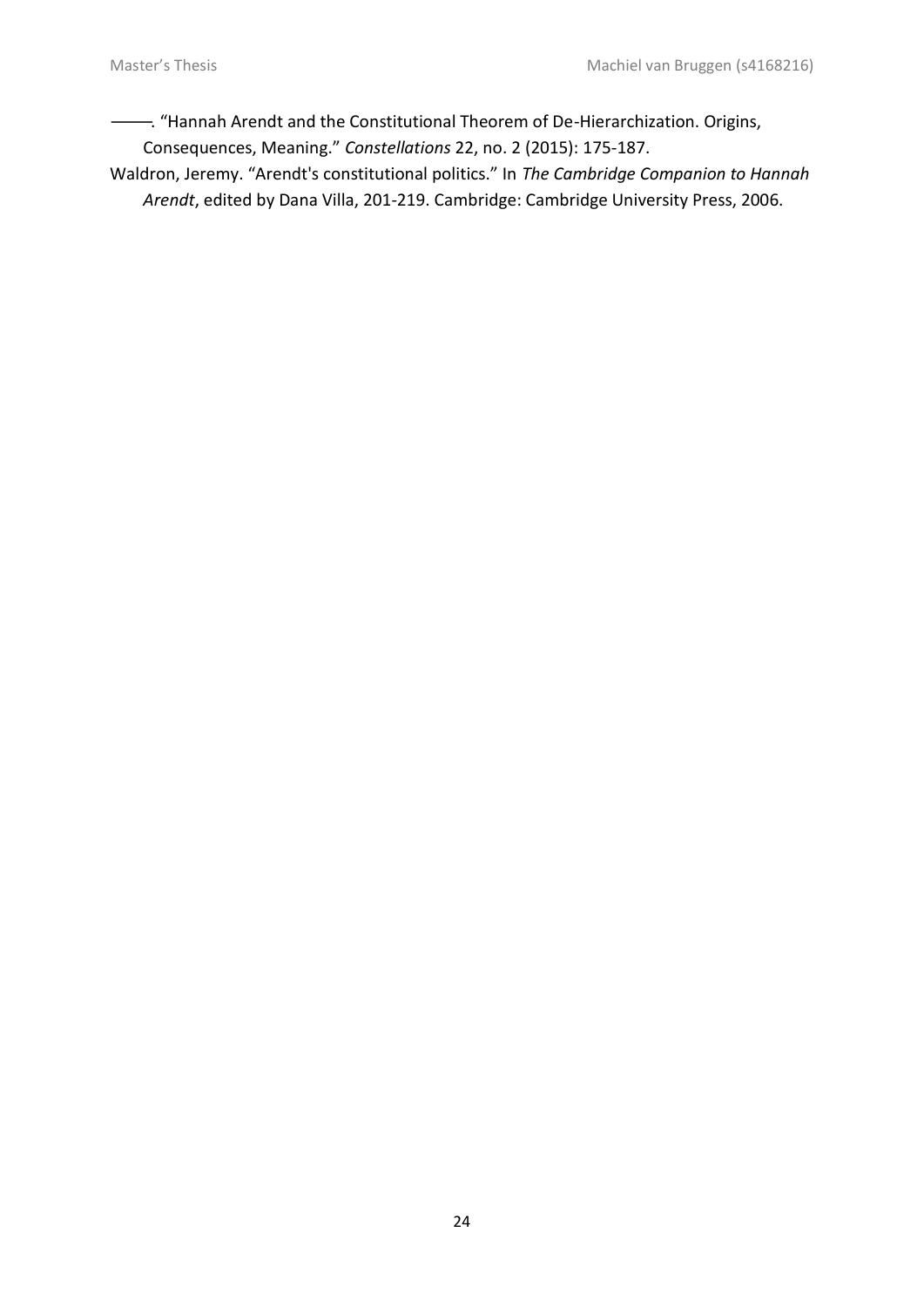———. “Hannah Arendt and the Constitutional Theorem of De-Hierarchization. Origins, Consequences, Meaning.” *Constellations* 22, no. 2 (2015): 175-187.

Waldron, Jeremy. “Arendt's constitutional politics.” In *The Cambridge Companion to Hannah Arendt*, edited by Dana Villa, 201-219. Cambridge: Cambridge University Press, 2006.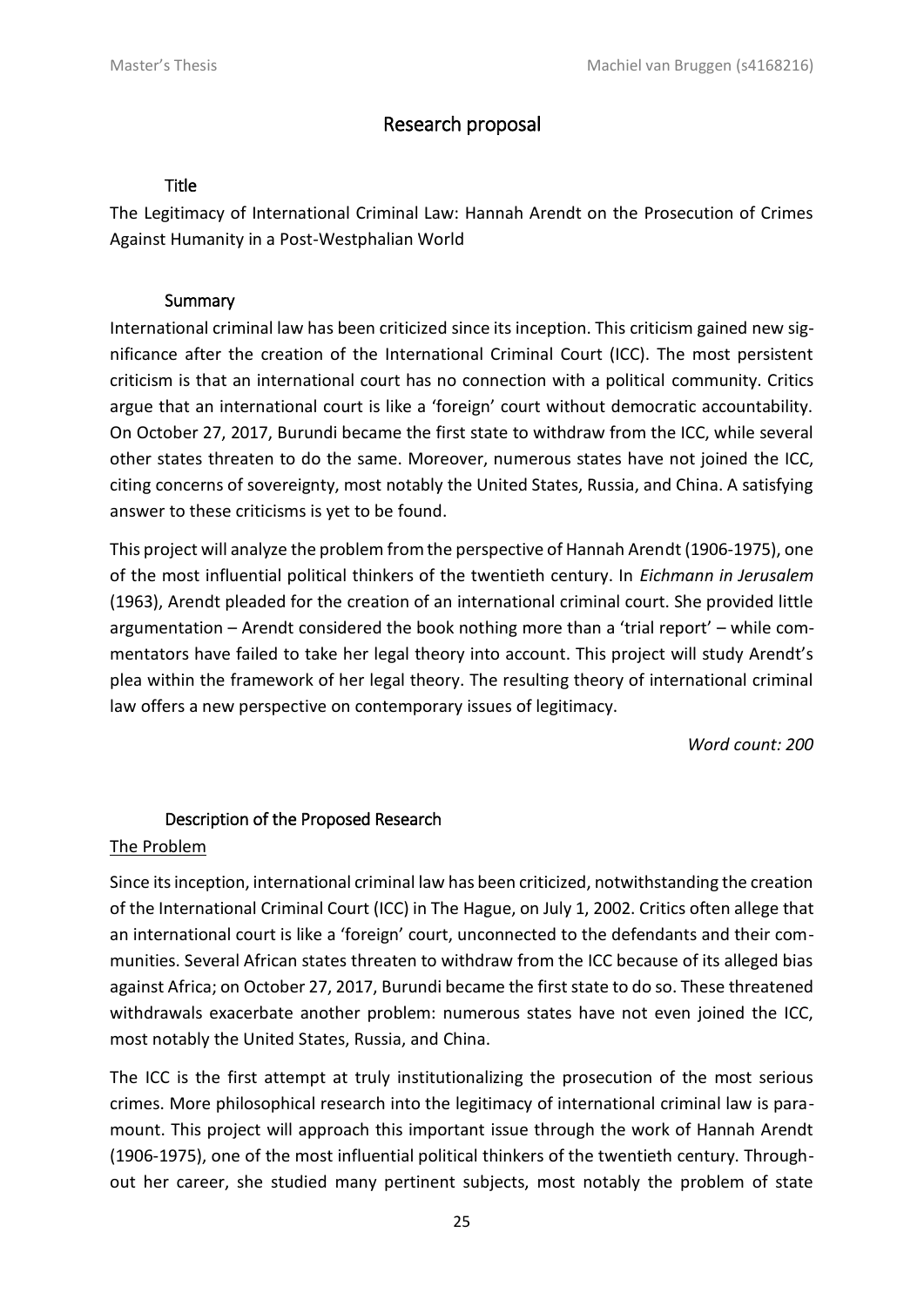# Research proposal

## Title

The Legitimacy of International Criminal Law: Hannah Arendt on the Prosecution of Crimes Against Humanity in a Post-Westphalian World

## Summary

International criminal law has been criticized since its inception. This criticism gained new significance after the creation of the International Criminal Court (ICC). The most persistent criticism is that an international court has no connection with a political community. Critics argue that an international court is like a 'foreign' court without democratic accountability. On October 27, 2017, Burundi became the first state to withdraw from the ICC, while several other states threaten to do the same. Moreover, numerous states have not joined the ICC, citing concerns of sovereignty, most notably the United States, Russia, and China. A satisfying answer to these criticisms is yet to be found.

This project will analyze the problem from the perspective of Hannah Arendt (1906-1975), one of the most influential political thinkers of the twentieth century. In *Eichmann in Jerusalem* (1963), Arendt pleaded for the creation of an international criminal court. She provided little argumentation – Arendt considered the book nothing more than a 'trial report' – while commentators have failed to take her legal theory into account. This project will study Arendt's plea within the framework of her legal theory. The resulting theory of international criminal law offers a new perspective on contemporary issues of legitimacy.

*Word count: 200*

## Description of the Proposed Research

### The Problem

Since its inception, international criminal law has been criticized, notwithstanding the creation of the International Criminal Court (ICC) in The Hague, on July 1, 2002. Critics often allege that an international court is like a 'foreign' court, unconnected to the defendants and their communities. Several African states threaten to withdraw from the ICC because of its alleged bias against Africa; on October 27, 2017, Burundi became the first state to do so. These threatened withdrawals exacerbate another problem: numerous states have not even joined the ICC, most notably the United States, Russia, and China.

The ICC is the first attempt at truly institutionalizing the prosecution of the most serious crimes. More philosophical research into the legitimacy of international criminal law is paramount. This project will approach this important issue through the work of Hannah Arendt (1906-1975), one of the most influential political thinkers of the twentieth century. Throughout her career, she studied many pertinent subjects, most notably the problem of state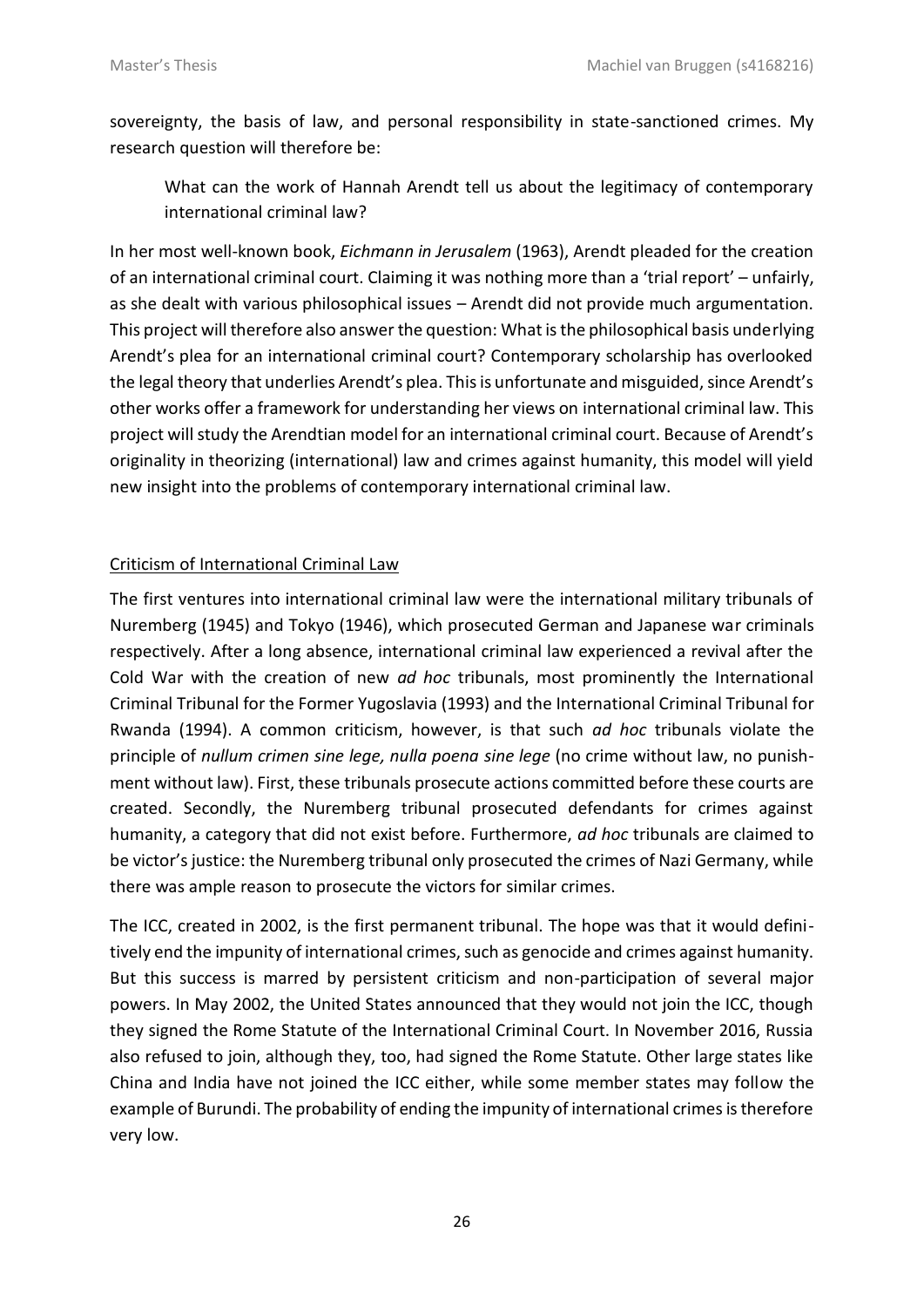sovereignty, the basis of law, and personal responsibility in state-sanctioned crimes. My research question will therefore be:

> What can the work of Hannah Arendt tell us about the legitimacy of contemporary international criminal law?

In her most well-known book, *Eichmann in Jerusalem* (1963), Arendt pleaded for the creation of an international criminal court. Claiming it was nothing more than a 'trial report' – unfairly, as she dealt with various philosophical issues – Arendt did not provide much argumentation. This project will therefore also answer the question: What is the philosophical basis underlying Arendt's plea for an international criminal court? Contemporary scholarship has overlooked the legal theory that underlies Arendt's plea. This is unfortunate and misguided, since Arendt's other works offer a framework for understanding her views on international criminal law. This project will study the Arendtian model for an international criminal court. Because of Arendt's originality in theorizing (international) law and crimes against humanity, this model will yield new insight into the problems of contemporary international criminal law.

## Criticism of International Criminal Law

The first ventures into international criminal law were the international military tribunals of Nuremberg (1945) and Tokyo (1946), which prosecuted German and Japanese war criminals respectively. After a long absence, international criminal law experienced a revival after the Cold War with the creation of new *ad hoc* tribunals, most prominently the International Criminal Tribunal for the Former Yugoslavia (1993) and the International Criminal Tribunal for Rwanda (1994). A common criticism, however, is that such *ad hoc* tribunals violate the principle of *nullum crimen sine lege, nulla poena sine lege* (no crime without law, no punishment without law). First, these tribunals prosecute actions committed before these courts are created. Secondly, the Nuremberg tribunal prosecuted defendants for crimes against humanity, a category that did not exist before. Furthermore, *ad hoc* tribunals are claimed to be victor's justice: the Nuremberg tribunal only prosecuted the crimes of Nazi Germany, while there was ample reason to prosecute the victors for similar crimes.

The ICC, created in 2002, is the first permanent tribunal. The hope was that it would definitively end the impunity of international crimes, such as genocide and crimes against humanity. But this success is marred by persistent criticism and non-participation of several major powers. In May 2002, the United States announced that they would not join the ICC, though they signed the Rome Statute of the International Criminal Court. In November 2016, Russia also refused to join, although they, too, had signed the Rome Statute. Other large states like China and India have not joined the ICC either, while some member states may follow the example of Burundi. The probability of ending the impunity of international crimes is therefore very low.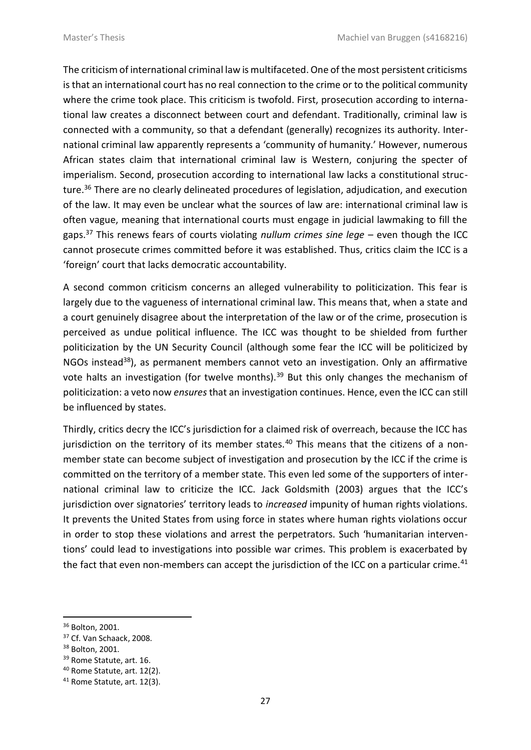The criticism of international criminal law is multifaceted. One of the most persistent criticisms is that an international court has no real connection to the crime or to the political community where the crime took place. This criticism is twofold. First, prosecution according to international law creates a disconnect between court and defendant. Traditionally, criminal law is connected with a community, so that a defendant (generally) recognizes its authority. International criminal law apparently represents a 'community of humanity.' However, numerous African states claim that international criminal law is Western, conjuring the specter of imperialism. Second, prosecution according to international law lacks a constitutional structure.[36] There are no clearly delineated procedures of legislation, adjudication, and execution of the law. It may even be unclear what the sources of law are: international criminal law is often vague, meaning that international courts must engage in judicial lawmaking to fill the gaps.[37] This renews fears of courts violating *nullum crimes sine lege* – even though the ICC cannot prosecute crimes committed before it was established. Thus, critics claim the ICC is a 'foreign' court that lacks democratic accountability.

A second common criticism concerns an alleged vulnerability to politicization. This fear is largely due to the vagueness of international criminal law. This means that, when a state and a court genuinely disagree about the interpretation of the law or of the crime, prosecution is perceived as undue political influence. The ICC was thought to be shielded from further politicization by the UN Security Council (although some fear the ICC will be politicized by NGOs instead[38]), as permanent members cannot veto an investigation. Only an affirmative vote halts an investigation (for twelve months).[39] But this only changes the mechanism of politicization: a veto now *ensures* that an investigation continues. Hence, even the ICC can still be influenced by states.

Thirdly, critics decry the ICC's jurisdiction for a claimed risk of overreach, because the ICC has jurisdiction on the territory of its member states.[40] This means that the citizens of a non-member state can become subject of investigation and prosecution by the ICC if the crime is committed on the territory of a member state. This even led some of the supporters of international criminal law to criticize the ICC. Jack Goldsmith (2003) argues that the ICC's jurisdiction over signatories' territory leads to *increased* impunity of human rights violations. It prevents the United States from using force in states where human rights violations occur in order to stop these violations and arrest the perpetrators. Such 'humanitarian interventions' could lead to investigations into possible war crimes. This problem is exacerbated by the fact that even non-members can accept the jurisdiction of the ICC on a particular crime.[41]

---

[36] Bolton, 2001.

[37] Cf. Van Schaack, 2008.

[38] Bolton, 2001.

[39] Rome Statute, art. 16.

[40] Rome Statute, art. 12(2).

[41] Rome Statute, art. 12(3).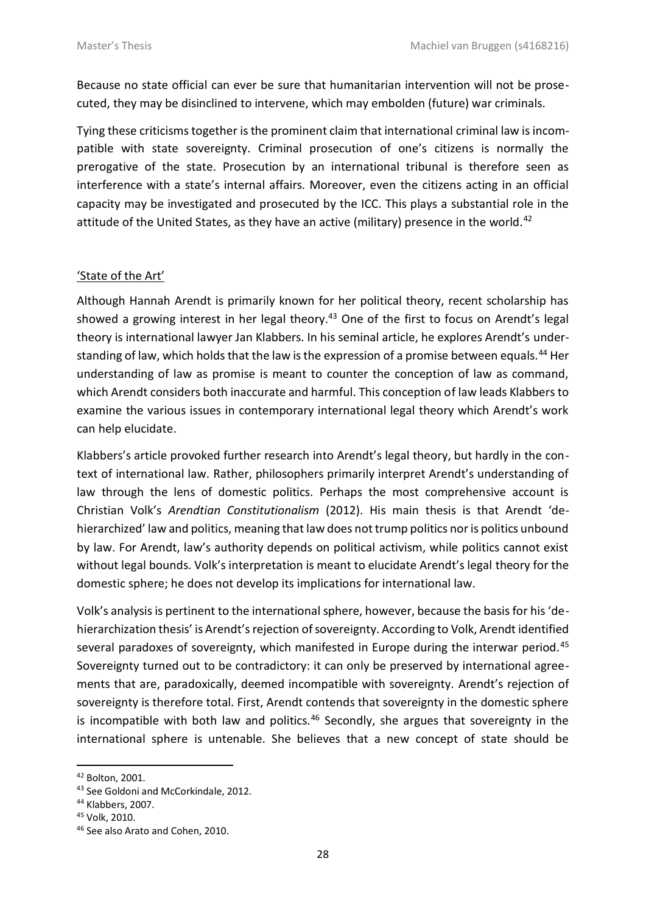Because no state official can ever be sure that humanitarian intervention will not be prosecuted, they may be disinclined to intervene, which may embolden (future) war criminals.

Tying these criticisms together is the prominent claim that international criminal law is incompatible with state sovereignty. Criminal prosecution of one's citizens is normally the prerogative of the state. Prosecution by an international tribunal is therefore seen as interference with a state's internal affairs. Moreover, even the citizens acting in an official capacity may be investigated and prosecuted by the ICC. This plays a substantial role in the attitude of the United States, as they have an active (military) presence in the world.[42]

## 'State of the Art'

Although Hannah Arendt is primarily known for her political theory, recent scholarship has showed a growing interest in her legal theory.[43] One of the first to focus on Arendt's legal theory is international lawyer Jan Klabbers. In his seminal article, he explores Arendt's understanding of law, which holds that the law is the expression of a promise between equals.[44] Her understanding of law as promise is meant to counter the conception of law as command, which Arendt considers both inaccurate and harmful. This conception of law leads Klabbers to examine the various issues in contemporary international legal theory which Arendt's work can help elucidate.

Klabbers's article provoked further research into Arendt's legal theory, but hardly in the context of international law. Rather, philosophers primarily interpret Arendt's understanding of law through the lens of domestic politics. Perhaps the most comprehensive account is Christian Volk's *Arendtian Constitutionalism* (2012). His main thesis is that Arendt 'de-hierarchized' law and politics, meaning that law does not trump politics nor is politics unbound by law. For Arendt, law's authority depends on political activism, while politics cannot exist without legal bounds. Volk's interpretation is meant to elucidate Arendt's legal theory for the domestic sphere; he does not develop its implications for international law.

Volk's analysis is pertinent to the international sphere, however, because the basis for his 'de-hierarchization thesis' is Arendt's rejection of sovereignty. According to Volk, Arendt identified several paradoxes of sovereignty, which manifested in Europe during the interwar period.[45] Sovereignty turned out to be contradictory: it can only be preserved by international agreements that are, paradoxically, deemed incompatible with sovereignty. Arendt's rejection of sovereignty is therefore total. First, Arendt contends that sovereignty in the domestic sphere is incompatible with both law and politics.[46] Secondly, she argues that sovereignty in the international sphere is untenable. She believes that a new concept of state should be

---

[42] Bolton, 2001.

[43] See Goldoni and McCorkindale, 2012.

[44] Klabbers, 2007.

[45] Volk, 2010.

[46] See also Arato and Cohen, 2010.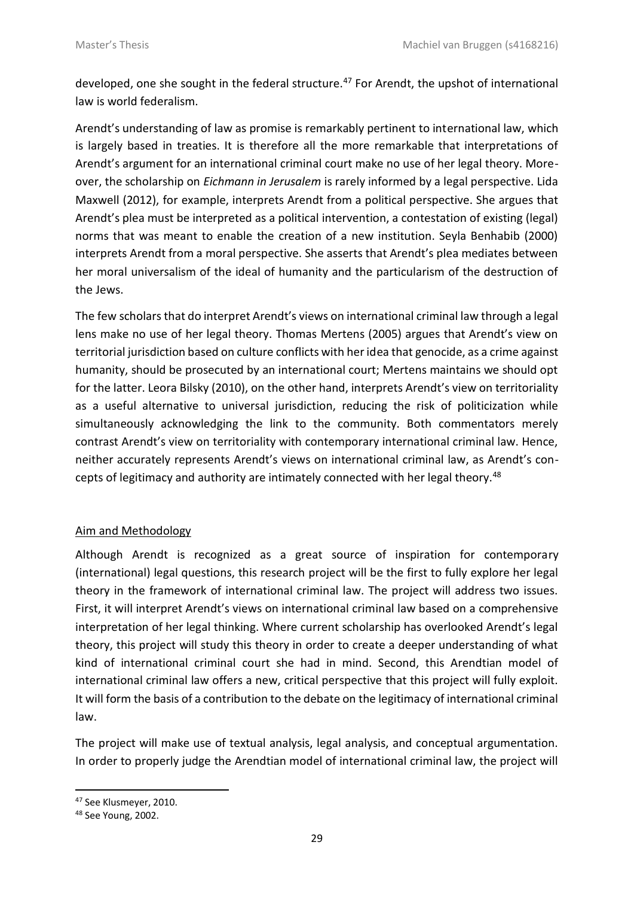developed, one she sought in the federal structure.[47] For Arendt, the upshot of international law is world federalism.

Arendt's understanding of law as promise is remarkably pertinent to international law, which is largely based in treaties. It is therefore all the more remarkable that interpretations of Arendt's argument for an international criminal court make no use of her legal theory. Moreover, the scholarship on *Eichmann in Jerusalem* is rarely informed by a legal perspective. Lida Maxwell (2012), for example, interprets Arendt from a political perspective. She argues that Arendt's plea must be interpreted as a political intervention, a contestation of existing (legal) norms that was meant to enable the creation of a new institution. Seyla Benhabib (2000) interprets Arendt from a moral perspective. She asserts that Arendt's plea mediates between her moral universalism of the ideal of humanity and the particularism of the destruction of the Jews.

The few scholars that do interpret Arendt's views on international criminal law through a legal lens make no use of her legal theory. Thomas Mertens (2005) argues that Arendt's view on territorial jurisdiction based on culture conflicts with her idea that genocide, as a crime against humanity, should be prosecuted by an international court; Mertens maintains we should opt for the latter. Leora Bilsky (2010), on the other hand, interprets Arendt's view on territoriality as a useful alternative to universal jurisdiction, reducing the risk of politicization while simultaneously acknowledging the link to the community. Both commentators merely contrast Arendt's view on territoriality with contemporary international criminal law. Hence, neither accurately represents Arendt's views on international criminal law, as Arendt's concepts of legitimacy and authority are intimately connected with her legal theory.[48]

## Aim and Methodology

Although Arendt is recognized as a great source of inspiration for contemporary (international) legal questions, this research project will be the first to fully explore her legal theory in the framework of international criminal law. The project will address two issues. First, it will interpret Arendt's views on international criminal law based on a comprehensive interpretation of her legal thinking. Where current scholarship has overlooked Arendt's legal theory, this project will study this theory in order to create a deeper understanding of what kind of international criminal court she had in mind. Second, this Arendtian model of international criminal law offers a new, critical perspective that this project will fully exploit. It will form the basis of a contribution to the debate on the legitimacy of international criminal law.

The project will make use of textual analysis, legal analysis, and conceptual argumentation. In order to properly judge the Arendtian model of international criminal law, the project will

[47] See Klusmeyer, 2010.

[48] See Young, 2002.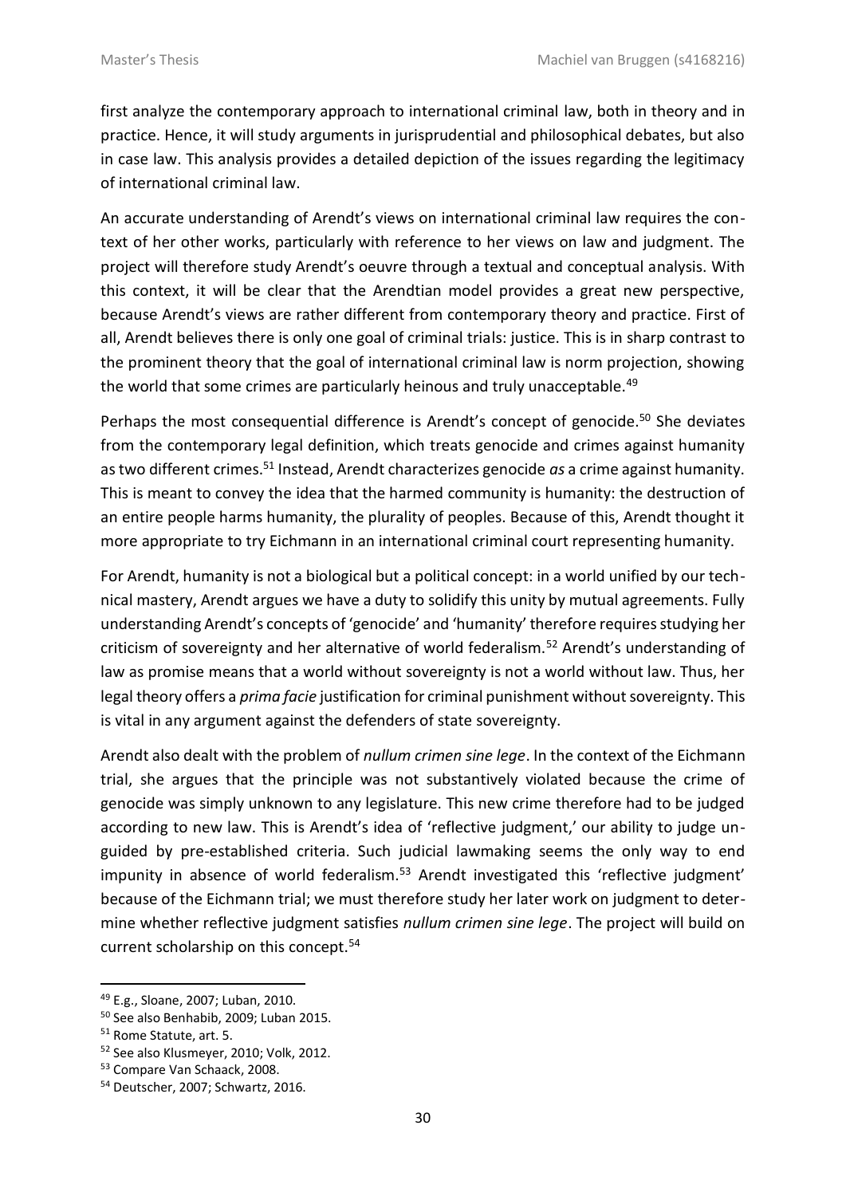first analyze the contemporary approach to international criminal law, both in theory and in practice. Hence, it will study arguments in jurisprudential and philosophical debates, but also in case law. This analysis provides a detailed depiction of the issues regarding the legitimacy of international criminal law.

An accurate understanding of Arendt's views on international criminal law requires the context of her other works, particularly with reference to her views on law and judgment. The project will therefore study Arendt's oeuvre through a textual and conceptual analysis. With this context, it will be clear that the Arendtian model provides a great new perspective, because Arendt's views are rather different from contemporary theory and practice. First of all, Arendt believes there is only one goal of criminal trials: justice. This is in sharp contrast to the prominent theory that the goal of international criminal law is norm projection, showing the world that some crimes are particularly heinous and truly unacceptable.[49]

Perhaps the most consequential difference is Arendt's concept of genocide.[50] She deviates from the contemporary legal definition, which treats genocide and crimes against humanity as two different crimes.[51] Instead, Arendt characterizes genocide *as* a crime against humanity. This is meant to convey the idea that the harmed community is humanity: the destruction of an entire people harms humanity, the plurality of peoples. Because of this, Arendt thought it more appropriate to try Eichmann in an international criminal court representing humanity.

For Arendt, humanity is not a biological but a political concept: in a world unified by our technical mastery, Arendt argues we have a duty to solidify this unity by mutual agreements. Fully understanding Arendt's concepts of 'genocide' and 'humanity' therefore requires studying her criticism of sovereignty and her alternative of world federalism.[52] Arendt's understanding of law as promise means that a world without sovereignty is not a world without law. Thus, her legal theory offers a *prima facie* justification for criminal punishment without sovereignty. This is vital in any argument against the defenders of state sovereignty.

Arendt also dealt with the problem of *nullum crimen sine lege*. In the context of the Eichmann trial, she argues that the principle was not substantively violated because the crime of genocide was simply unknown to any legislature. This new crime therefore had to be judged according to new law. This is Arendt's idea of 'reflective judgment,' our ability to judge unguided by pre-established criteria. Such judicial lawmaking seems the only way to end impunity in absence of world federalism.[53] Arendt investigated this 'reflective judgment' because of the Eichmann trial; we must therefore study her later work on judgment to determine whether reflective judgment satisfies *nullum crimen sine lege*. The project will build on current scholarship on this concept.[54]

---

[49] E.g., Sloane, 2007; Luban, 2010.

[50] See also Benhabib, 2009; Luban 2015.

[51] Rome Statute, art. 5.

[52] See also Klusmeyer, 2010; Volk, 2012.

[53] Compare Van Schaack, 2008.

[54] Deutscher, 2007; Schwartz, 2016.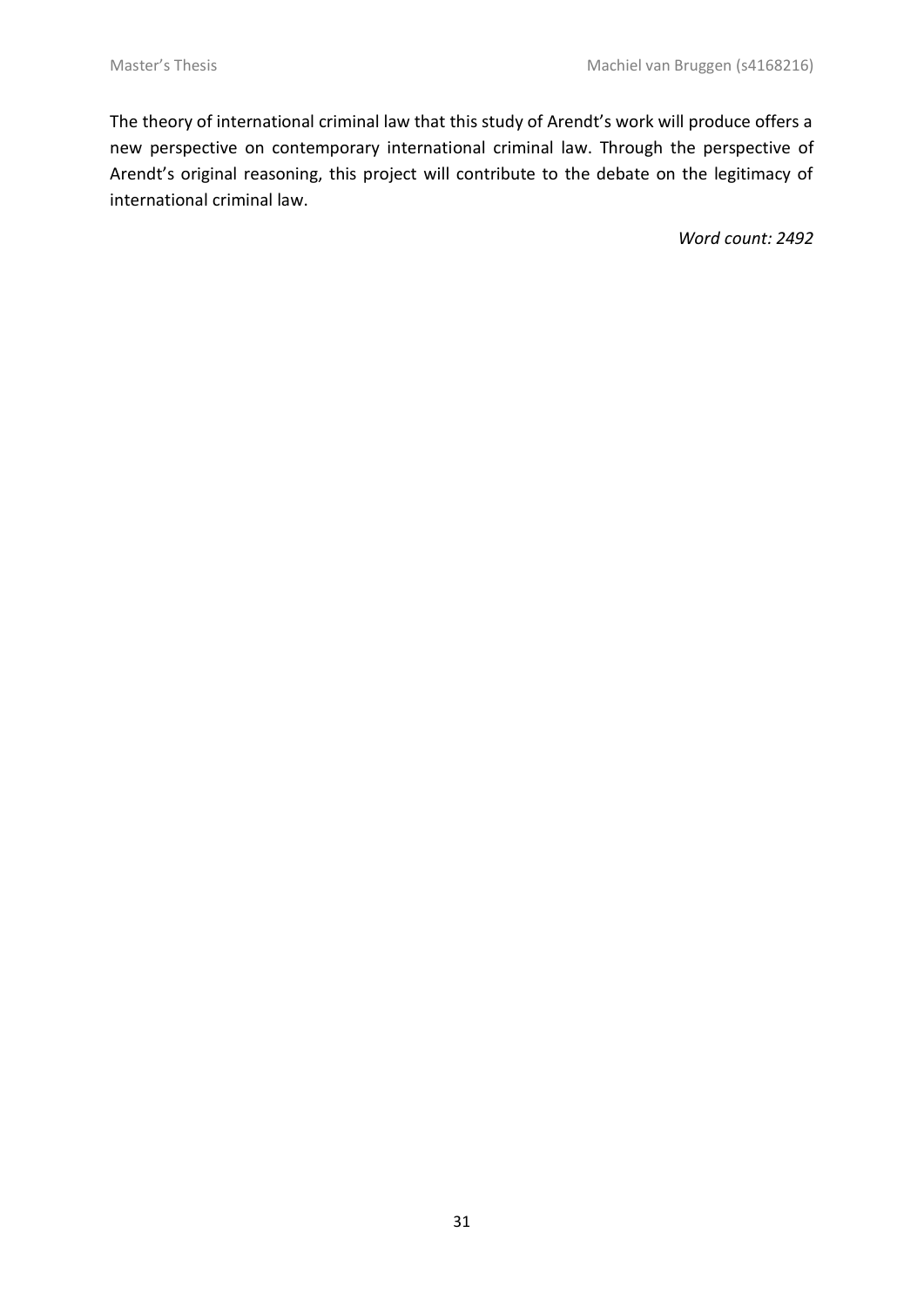The theory of international criminal law that this study of Arendt's work will produce offers a new perspective on contemporary international criminal law. Through the perspective of Arendt's original reasoning, this project will contribute to the debate on the legitimacy of international criminal law.

*Word count: 2492*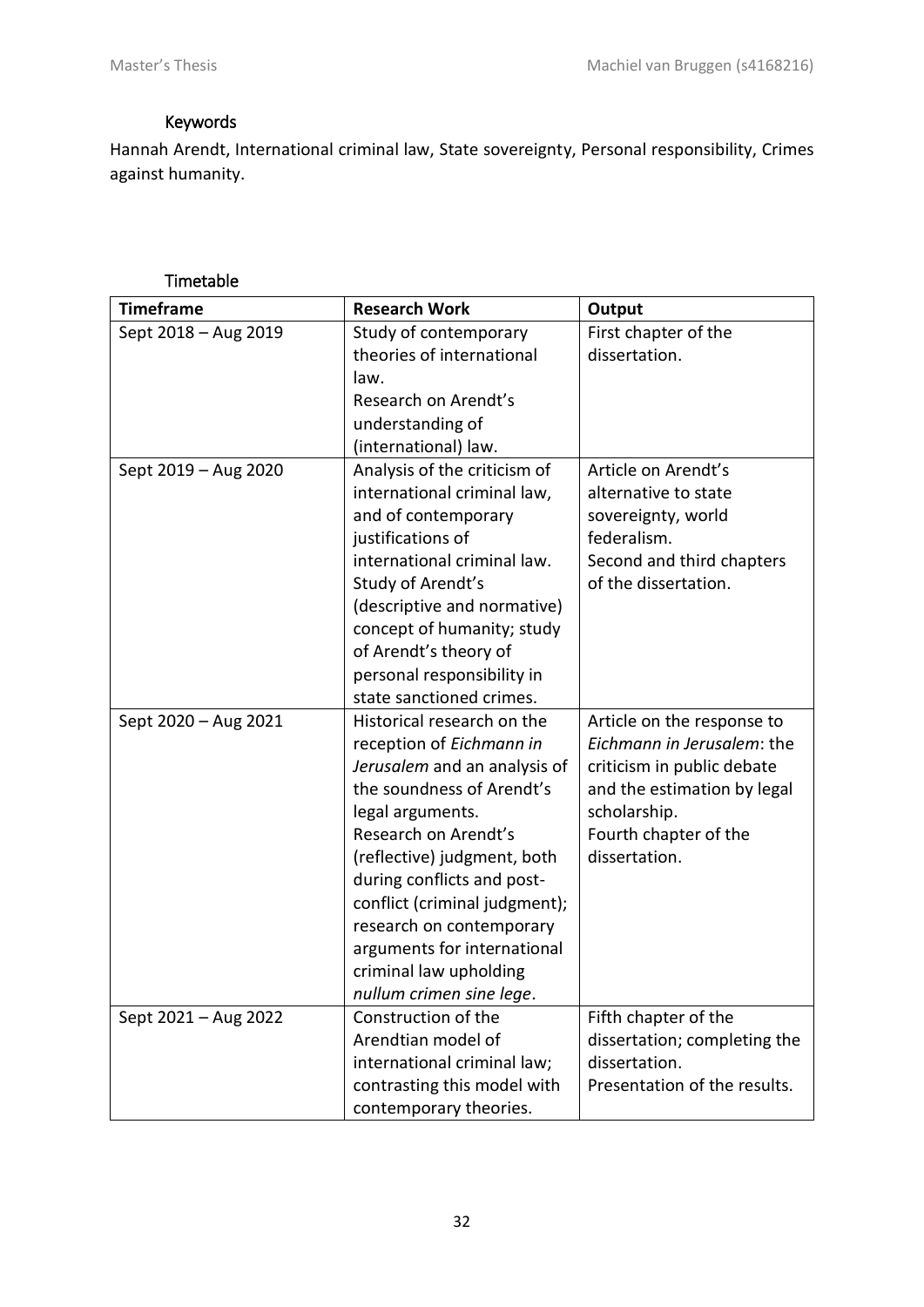### Keywords

Hannah Arendt, International criminal law, State sovereignty, Personal responsibility, Crimes against humanity.

### Timetable

| Timeframe | Research Work | Output |
|---|---|---|
| Sept 2018 – Aug 2019 | Study of contemporary theories of international law.<br>Research on Arendt's understanding of (international) law. | First chapter of the dissertation. |
| Sept 2019 – Aug 2020 | Analysis of the criticism of international criminal law, and of contemporary justifications of international criminal law.<br>Study of Arendt's (descriptive and normative) concept of humanity; study of Arendt's theory of personal responsibility in state sanctioned crimes. | Article on Arendt's alternative to state sovereignty, world federalism.<br>Second and third chapters of the dissertation. |
| Sept 2020 – Aug 2021 | Historical research on the reception of *Eichmann in Jerusalem* and an analysis of the soundness of Arendt's legal arguments.<br>Research on Arendt's (reflective) judgment, both during conflicts and post-conflict (criminal judgment); research on contemporary arguments for international criminal law upholding *nullum crimen sine lege*. | Article on the response to *Eichmann in Jerusalem*: the criticism in public debate and the estimation by legal scholarship.<br>Fourth chapter of the dissertation. |
| Sept 2021 – Aug 2022 | Construction of the Arendtian model of international criminal law; contrasting this model with contemporary theories. | Fifth chapter of the dissertation; completing the dissertation.<br>Presentation of the results. |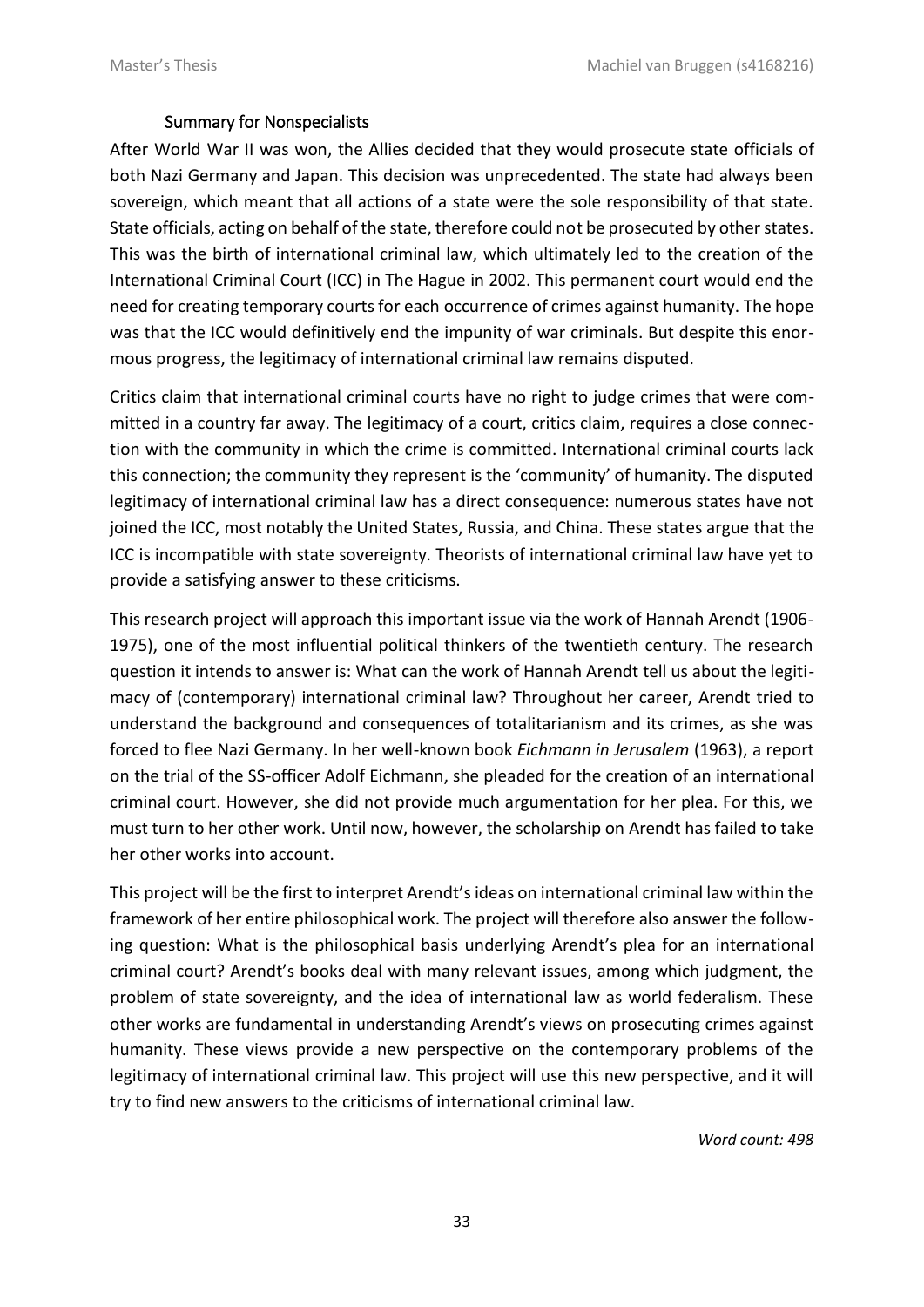## Summary for Nonspecialists

After World War II was won, the Allies decided that they would prosecute state officials of both Nazi Germany and Japan. This decision was unprecedented. The state had always been sovereign, which meant that all actions of a state were the sole responsibility of that state. State officials, acting on behalf of the state, therefore could not be prosecuted by other states. This was the birth of international criminal law, which ultimately led to the creation of the International Criminal Court (ICC) in The Hague in 2002. This permanent court would end the need for creating temporary courts for each occurrence of crimes against humanity. The hope was that the ICC would definitively end the impunity of war criminals. But despite this enormous progress, the legitimacy of international criminal law remains disputed.

Critics claim that international criminal courts have no right to judge crimes that were committed in a country far away. The legitimacy of a court, critics claim, requires a close connection with the community in which the crime is committed. International criminal courts lack this connection; the community they represent is the 'community' of humanity. The disputed legitimacy of international criminal law has a direct consequence: numerous states have not joined the ICC, most notably the United States, Russia, and China. These states argue that the ICC is incompatible with state sovereignty. Theorists of international criminal law have yet to provide a satisfying answer to these criticisms.

This research project will approach this important issue via the work of Hannah Arendt (1906-1975), one of the most influential political thinkers of the twentieth century. The research question it intends to answer is: What can the work of Hannah Arendt tell us about the legitimacy of (contemporary) international criminal law? Throughout her career, Arendt tried to understand the background and consequences of totalitarianism and its crimes, as she was forced to flee Nazi Germany. In her well-known book *Eichmann in Jerusalem* (1963), a report on the trial of the SS-officer Adolf Eichmann, she pleaded for the creation of an international criminal court. However, she did not provide much argumentation for her plea. For this, we must turn to her other work. Until now, however, the scholarship on Arendt has failed to take her other works into account.

This project will be the first to interpret Arendt's ideas on international criminal law within the framework of her entire philosophical work. The project will therefore also answer the following question: What is the philosophical basis underlying Arendt's plea for an international criminal court? Arendt's books deal with many relevant issues, among which judgment, the problem of state sovereignty, and the idea of international law as world federalism. These other works are fundamental in understanding Arendt's views on prosecuting crimes against humanity. These views provide a new perspective on the contemporary problems of the legitimacy of international criminal law. This project will use this new perspective, and it will try to find new answers to the criticisms of international criminal law.

*Word count: 498*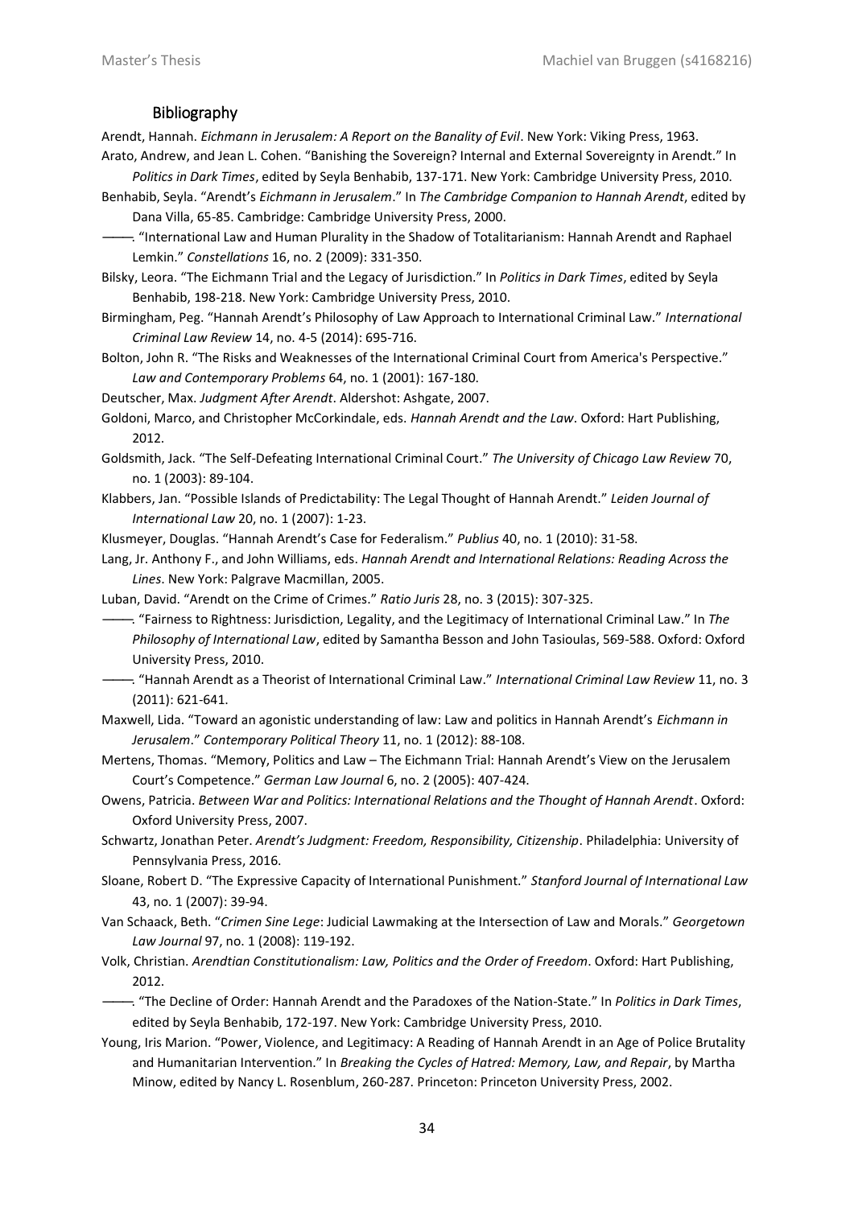## Bibliography

Arendt, Hannah. *Eichmann in Jerusalem: A Report on the Banality of Evil*. New York: Viking Press, 1963.

Arato, Andrew, and Jean L. Cohen. "Banishing the Sovereign? Internal and External Sovereignty in Arendt." In *Politics in Dark Times*, edited by Seyla Benhabib, 137-171. New York: Cambridge University Press, 2010.

Benhabib, Seyla. "Arendt's *Eichmann in Jerusalem*." In *The Cambridge Companion to Hannah Arendt*, edited by Dana Villa, 65-85. Cambridge: Cambridge University Press, 2000.

———. "International Law and Human Plurality in the Shadow of Totalitarianism: Hannah Arendt and Raphael Lemkin." *Constellations* 16, no. 2 (2009): 331-350.

Bilsky, Leora. "The Eichmann Trial and the Legacy of Jurisdiction." In *Politics in Dark Times*, edited by Seyla Benhabib, 198-218. New York: Cambridge University Press, 2010.

Birmingham, Peg. "Hannah Arendt's Philosophy of Law Approach to International Criminal Law." *International Criminal Law Review* 14, no. 4-5 (2014): 695-716.

Bolton, John R. "The Risks and Weaknesses of the International Criminal Court from America's Perspective." *Law and Contemporary Problems* 64, no. 1 (2001): 167-180.

Deutscher, Max. *Judgment After Arendt*. Aldershot: Ashgate, 2007.

Goldoni, Marco, and Christopher McCorkindale, eds. *Hannah Arendt and the Law*. Oxford: Hart Publishing, 2012.

Goldsmith, Jack. "The Self-Defeating International Criminal Court." *The University of Chicago Law Review* 70, no. 1 (2003): 89-104.

Klabbers, Jan. "Possible Islands of Predictability: The Legal Thought of Hannah Arendt." *Leiden Journal of International Law* 20, no. 1 (2007): 1-23.

Klusmeyer, Douglas. "Hannah Arendt's Case for Federalism." *Publius* 40, no. 1 (2010): 31-58.

Lang, Jr. Anthony F., and John Williams, eds. *Hannah Arendt and International Relations: Reading Across the Lines*. New York: Palgrave Macmillan, 2005.

Luban, David. "Arendt on the Crime of Crimes." *Ratio Juris* 28, no. 3 (2015): 307-325.

———. "Fairness to Rightness: Jurisdiction, Legality, and the Legitimacy of International Criminal Law." In *The Philosophy of International Law*, edited by Samantha Besson and John Tasioulas, 569-588. Oxford: Oxford University Press, 2010.

———. "Hannah Arendt as a Theorist of International Criminal Law." *International Criminal Law Review* 11, no. 3 (2011): 621-641.

Maxwell, Lida. "Toward an agonistic understanding of law: Law and politics in Hannah Arendt's *Eichmann in Jerusalem*." *Contemporary Political Theory* 11, no. 1 (2012): 88-108.

Mertens, Thomas. "Memory, Politics and Law – The Eichmann Trial: Hannah Arendt's View on the Jerusalem Court's Competence." *German Law Journal* 6, no. 2 (2005): 407-424.

Owens, Patricia. *Between War and Politics: International Relations and the Thought of Hannah Arendt*. Oxford: Oxford University Press, 2007.

Schwartz, Jonathan Peter. *Arendt's Judgment: Freedom, Responsibility, Citizenship*. Philadelphia: University of Pennsylvania Press, 2016.

Sloane, Robert D. "The Expressive Capacity of International Punishment." *Stanford Journal of International Law* 43, no. 1 (2007): 39-94.

Van Schaack, Beth. "*Crimen Sine Lege*: Judicial Lawmaking at the Intersection of Law and Morals." *Georgetown Law Journal* 97, no. 1 (2008): 119-192.

Volk, Christian. *Arendtian Constitutionalism: Law, Politics and the Order of Freedom*. Oxford: Hart Publishing, 2012.

———. "The Decline of Order: Hannah Arendt and the Paradoxes of the Nation-State." In *Politics in Dark Times*, edited by Seyla Benhabib, 172-197. New York: Cambridge University Press, 2010.

Young, Iris Marion. "Power, Violence, and Legitimacy: A Reading of Hannah Arendt in an Age of Police Brutality and Humanitarian Intervention." In *Breaking the Cycles of Hatred: Memory, Law, and Repair*, by Martha Minow, edited by Nancy L. Rosenblum, 260-287. Princeton: Princeton University Press, 2002.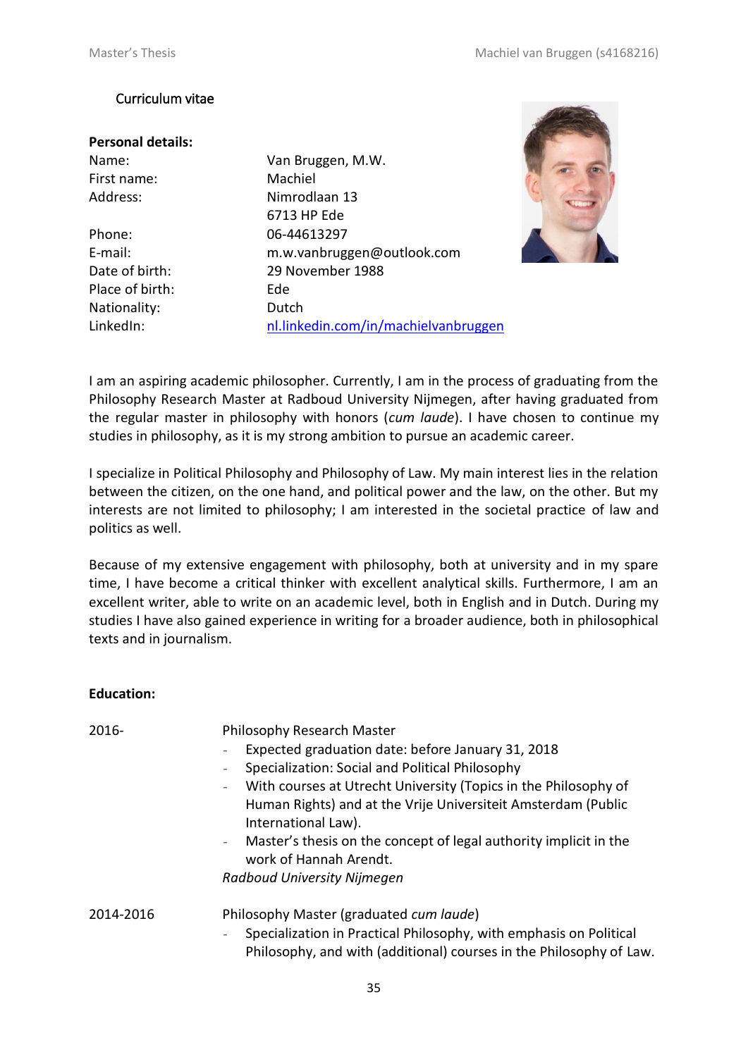## Curriculum vitae

**Personal details:**

| | |
|---|---|
| Name: | Van Bruggen, M.W. |
| First name: | Machiel |
| Address: | Nimrodlaan 13<br>6713 HP Ede |
| Phone: | 06-44613297 |
| E-mail: | m.w.vanbruggen@outlook.com |
| Date of birth: | 29 November 1988 |
| Place of birth: | Ede |
| Nationality: | Dutch |
| LinkedIn: | [nl.linkedin.com/in/machielvanbruggen](nl.linkedin.com/in/machielvanbruggen) |

I am an aspiring academic philosopher. Currently, I am in the process of graduating from the Philosophy Research Master at Radboud University Nijmegen, after having graduated from the regular master in philosophy with honors (*cum laude*). I have chosen to continue my studies in philosophy, as it is my strong ambition to pursue an academic career.

I specialize in Political Philosophy and Philosophy of Law. My main interest lies in the relation between the citizen, on the one hand, and political power and the law, on the other. But my interests are not limited to philosophy; I am interested in the societal practice of law and politics as well.

Because of my extensive engagement with philosophy, both at university and in my spare time, I have become a critical thinker with excellent analytical skills. Furthermore, I am an excellent writer, able to write on an academic level, both in English and in Dutch. During my studies I have also gained experience in writing for a broader audience, both in philosophical texts and in journalism.

**Education:**

2016- Philosophy Research Master

- Expected graduation date: before January 31, 2018
- Specialization: Social and Political Philosophy
- With courses at Utrecht University (Topics in the Philosophy of Human Rights) and at the Vrije Universiteit Amsterdam (Public International Law).
- Master's thesis on the concept of legal authority implicit in the work of Hannah Arendt.

*Radboud University Nijmegen*

2014-2016 Philosophy Master (graduated *cum laude*)

- Specialization in Practical Philosophy, with emphasis on Political Philosophy, and with (additional) courses in the Philosophy of Law.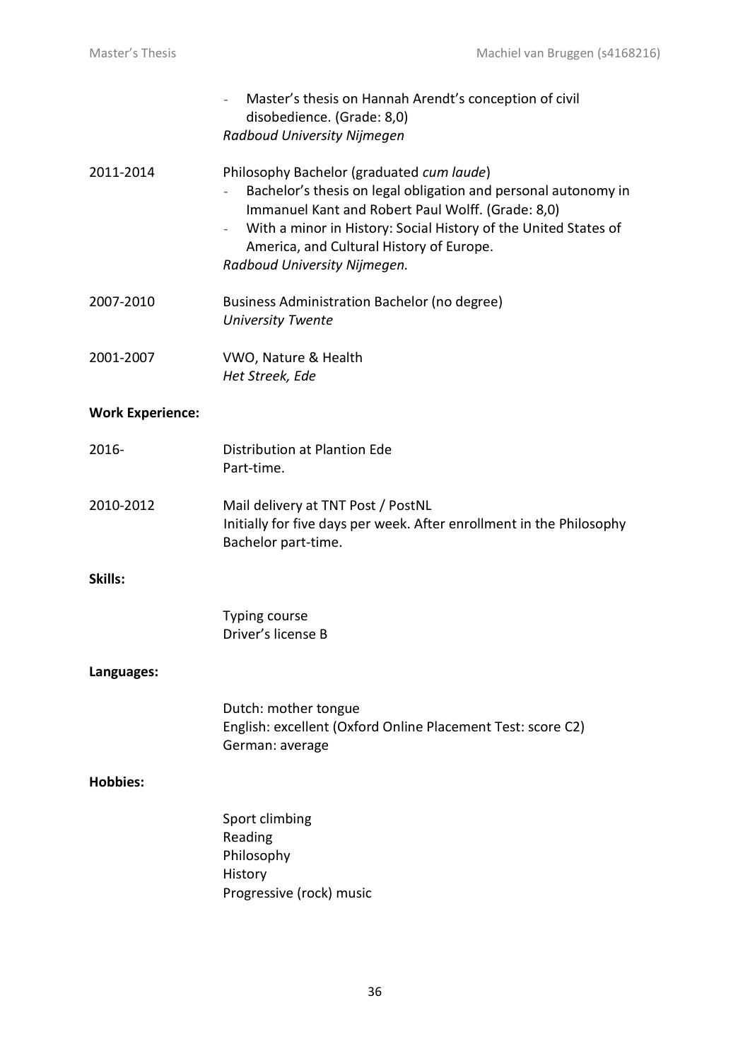- Master's thesis on Hannah Arendt's conception of civil disobedience. (Grade: 8,0)

*Radboud University Nijmegen*

2011-2014 Philosophy Bachelor (graduated *cum laude*)

- Bachelor's thesis on legal obligation and personal autonomy in Immanuel Kant and Robert Paul Wolff. (Grade: 8,0)
- With a minor in History: Social History of the United States of America, and Cultural History of Europe.

*Radboud University Nijmegen.*

2007-2010 Business Administration Bachelor (no degree)
*University Twente*

2001-2007 VWO, Nature & Health
*Het Streek, Ede*

**Work Experience:**

2016- Distribution at Plantion Ede
Part-time.

2010-2012 Mail delivery at TNT Post / PostNL
Initially for five days per week. After enrollment in the Philosophy Bachelor part-time.

**Skills:**

Typing course
Driver's license B

**Languages:**

Dutch: mother tongue
English: excellent (Oxford Online Placement Test: score C2)
German: average

**Hobbies:**

Sport climbing
Reading
Philosophy
History
Progressive (rock) music